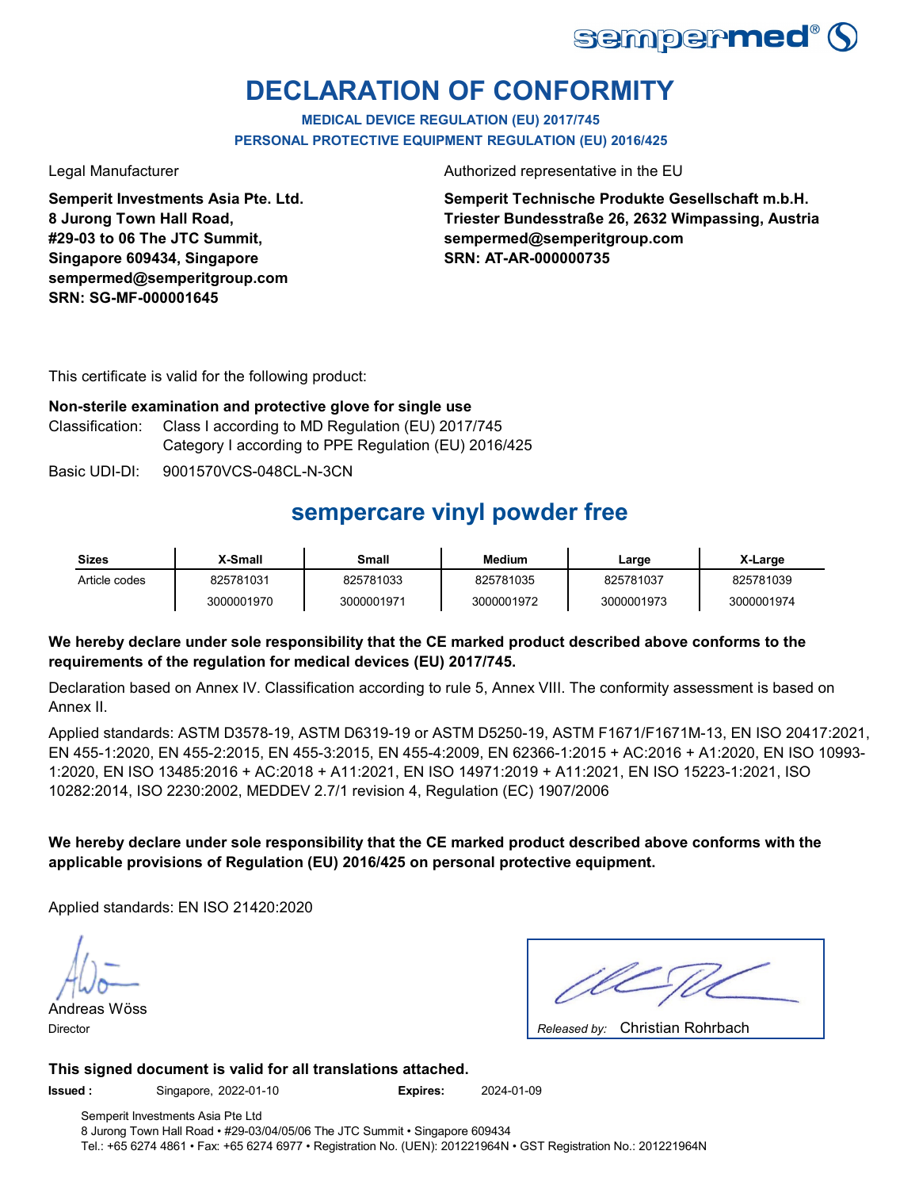# DECLARATION OF CONFORMITY

**MEDICAL DEVICE REGULATION (EU) 2017/745**
**PERSONAL PROTECTIVE EQUIPMENT REGULATION (EU) 2016/425**

Legal Manufacturer

**Semperit Investments Asia Pte. Ltd.**
**8 Jurong Town Hall Road,**
**#29-03 to 06 The JTC Summit,**
**Singapore 609434, Singapore**
**sempermed@semperitgroup.com**
**SRN: SG-MF-000001645**

Authorized representative in the EU

**Semperit Technische Produkte Gesellschaft m.b.H.**
**Triester Bundesstraße 26, 2632 Wimpassing, Austria**
**sempermed@semperitgroup.com**
**SRN: AT-AR-000000735**

This certificate is valid for the following product:

**Non-sterile examination and protective glove for single use**

Classification: Class I according to MD Regulation (EU) 2017/745
Category I according to PPE Regulation (EU) 2016/425

Basic UDI-DI: 9001570VCS-048CL-N-3CN

## sempercare vinyl powder free

| Sizes | X-Small | Small | Medium | Large | X-Large |
|---|---|---|---|---|---|
| Article codes | 825781031 | 825781033 | 825781035 | 825781037 | 825781039 |
| | 3000001970 | 3000001971 | 3000001972 | 3000001973 | 3000001974 |

**We hereby declare under sole responsibility that the CE marked product described above conforms to the requirements of the regulation for medical devices (EU) 2017/745.**

Declaration based on Annex IV. Classification according to rule 5, Annex VIII. The conformity assessment is based on Annex II.

Applied standards: ASTM D3578-19, ASTM D6319-19 or ASTM D5250-19, ASTM F1671/F1671M-13, EN ISO 20417:2021, EN 455-1:2020, EN 455-2:2015, EN 455-3:2015, EN 455-4:2009, EN 62366-1:2015 + AC:2016 + A1:2020, EN ISO 10993-1:2020, EN ISO 13485:2016 + AC:2018 + A11:2021, EN ISO 14971:2019 + A11:2021, EN ISO 15223-1:2021, ISO 10282:2014, ISO 2230:2002, MEDDEV 2.7/1 revision 4, Regulation (EC) 1907/2006

**We hereby declare under sole responsibility that the CE marked product described above conforms with the applicable provisions of Regulation (EU) 2016/425 on personal protective equipment.**

Applied standards: EN ISO 21420:2020

Andreas Wöss
Director

*Released by:* Christian Rohrbach

**This signed document is valid for all translations attached.**

**Issued :** Singapore, 2022-01-10 **Expires:** 2024-01-09

Semperit Investments Asia Pte Ltd
8 Jurong Town Hall Road • #29-03/04/05/06 The JTC Summit • Singapore 609434
Tel.: +65 6274 4861 • Fax: +65 6274 6977 • Registration No. (UEN): 201221964N • GST Registration No.: 201221964N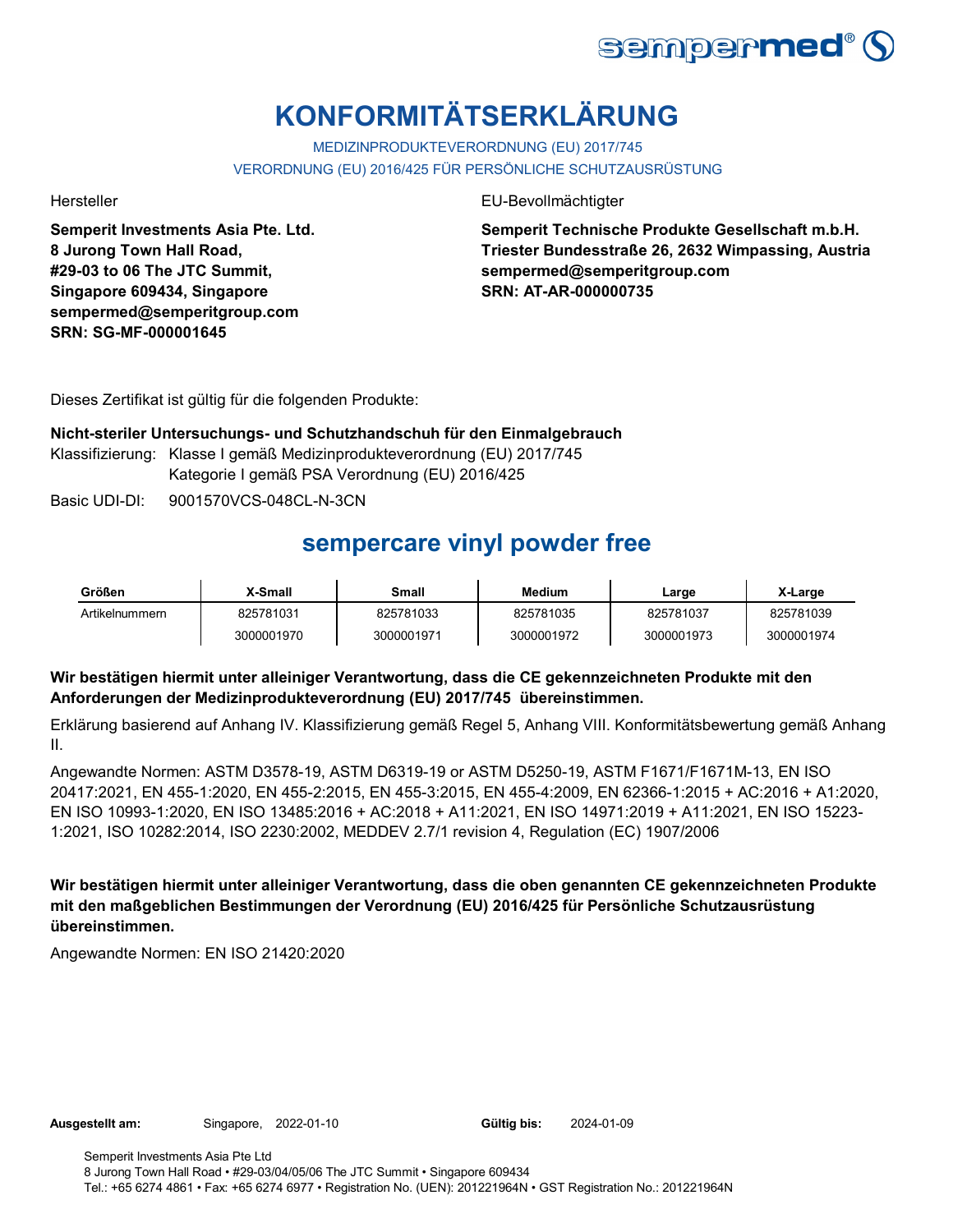# KONFORMITÄTSERKLÄRUNG

MEDIZINPRODUKTEVERORDNUNG (EU) 2017/745

VERORDNUNG (EU) 2016/425 FÜR PERSÖNLICHE SCHUTZAUSRÜSTUNG

Hersteller

**Semperit Investments Asia Pte. Ltd.**
**8 Jurong Town Hall Road,**
**#29-03 to 06 The JTC Summit,**
**Singapore 609434, Singapore**
**sempermed@semperitgroup.com**
**SRN: SG-MF-000001645**

EU-Bevollmächtigter

**Semperit Technische Produkte Gesellschaft m.b.H.**
**Triester Bundesstraße 26, 2632 Wimpassing, Austria**
**sempermed@semperitgroup.com**
**SRN: AT-AR-000000735**

Dieses Zertifikat ist gültig für die folgenden Produkte:

**Nicht-steriler Untersuchungs- und Schutzhandschuh für den Einmalgebrauch**

Klassifizierung: Klasse I gemäß Medizinprodukteverordnung (EU) 2017/745
Kategorie I gemäß PSA Verordnung (EU) 2016/425

Basic UDI-DI: 9001570VCS-048CL-N-3CN

## sempercare vinyl powder free

| Größen | X-Small | Small | Medium | Large | X-Large |
|---|---|---|---|---|---|
| Artikelnummern | 825781031 | 825781033 | 825781035 | 825781037 | 825781039 |
| | 3000001970 | 3000001971 | 3000001972 | 3000001973 | 3000001974 |

**Wir bestätigen hiermit unter alleiniger Verantwortung, dass die CE gekennzeichneten Produkte mit den Anforderungen der Medizinprodukteverordnung (EU) 2017/745 übereinstimmen.**

Erklärung basierend auf Anhang IV. Klassifizierung gemäß Regel 5, Anhang VIII. Konformitätsbewertung gemäß Anhang II.

Angewandte Normen: ASTM D3578-19, ASTM D6319-19 or ASTM D5250-19, ASTM F1671/F1671M-13, EN ISO 20417:2021, EN 455-1:2020, EN 455-2:2015, EN 455-3:2015, EN 455-4:2009, EN 62366-1:2015 + AC:2016 + A1:2020, EN ISO 10993-1:2020, EN ISO 13485:2016 + AC:2018 + A11:2021, EN ISO 14971:2019 + A11:2021, EN ISO 15223-1:2021, ISO 10282:2014, ISO 2230:2002, MEDDEV 2.7/1 revision 4, Regulation (EC) 1907/2006

**Wir bestätigen hiermit unter alleiniger Verantwortung, dass die oben genannten CE gekennzeichneten Produkte mit den maßgeblichen Bestimmungen der Verordnung (EU) 2016/425 für Persönliche Schutzausrüstung übereinstimmen.**

Angewandte Normen: EN ISO 21420:2020

**Ausgestellt am:** Singapore, 2022-01-10 **Gültig bis:** 2024-01-09

Semperit Investments Asia Pte Ltd
8 Jurong Town Hall Road • #29-03/04/05/06 The JTC Summit • Singapore 609434
Tel.: +65 6274 4861 • Fax: +65 6274 6977 • Registration No. (UEN): 201221964N • GST Registration No.: 201221964N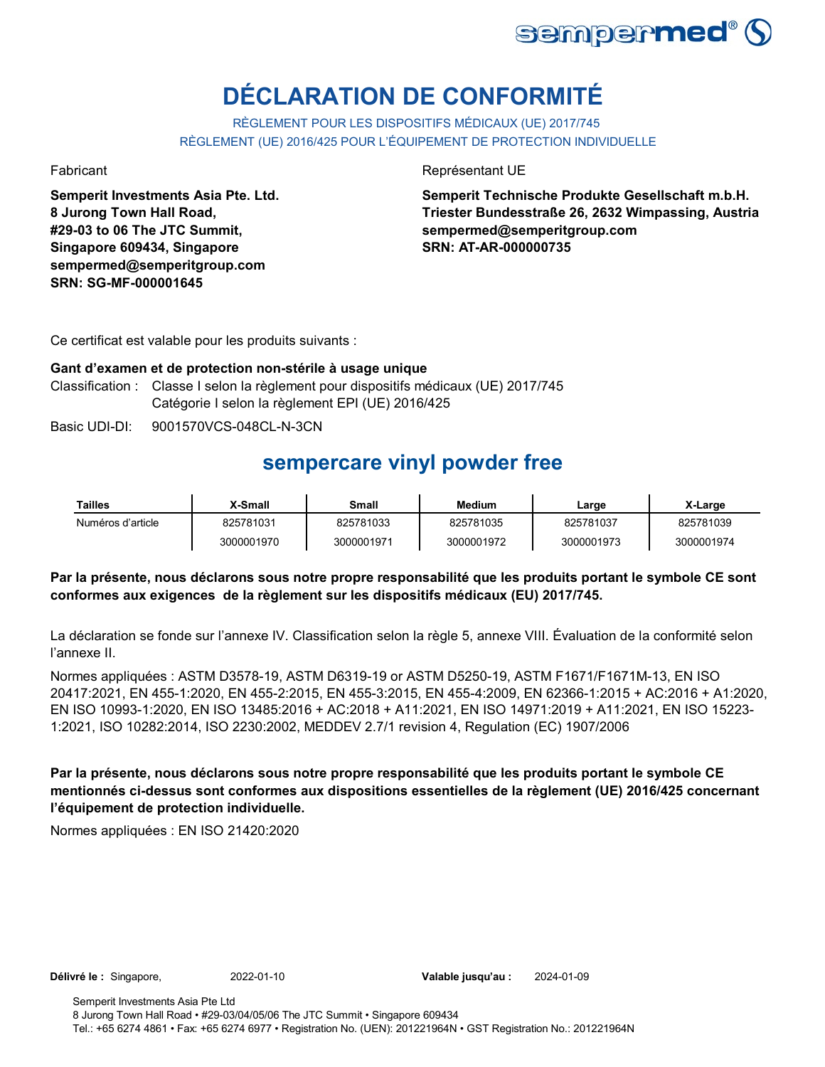# DÉCLARATION DE CONFORMITÉ

RÈGLEMENT POUR LES DISPOSITIFS MÉDICAUX (UE) 2017/745
RÈGLEMENT (UE) 2016/425 POUR L'ÉQUIPEMENT DE PROTECTION INDIVIDUELLE

Fabricant

**Semperit Investments Asia Pte. Ltd.**
**8 Jurong Town Hall Road,**
**#29-03 to 06 The JTC Summit,**
**Singapore 609434, Singapore**
**sempermed@semperitgroup.com**
**SRN: SG-MF-000001645**

Représentant UE

**Semperit Technische Produkte Gesellschaft m.b.H.**
**Triester Bundesstraße 26, 2632 Wimpassing, Austria**
**sempermed@semperitgroup.com**
**SRN: AT-AR-000000735**

Ce certificat est valable pour les produits suivants :

**Gant d'examen et de protection non-stérile à usage unique**

Classification : Classe I selon la règlement pour dispositifs médicaux (UE) 2017/745
Catégorie I selon la règlement EPI (UE) 2016/425

Basic UDI-DI: 9001570VCS-048CL-N-3CN

## sempercare vinyl powder free

| Tailles | X-Small | Small | Medium | Large | X-Large |
|---|---|---|---|---|---|
| Numéros d'article | 825781031 | 825781033 | 825781035 | 825781037 | 825781039 |
| | 3000001970 | 3000001971 | 3000001972 | 3000001973 | 3000001974 |

**Par la présente, nous déclarons sous notre propre responsabilité que les produits portant le symbole CE sont conformes aux exigences de la règlement sur les dispositifs médicaux (EU) 2017/745.**

La déclaration se fonde sur l'annexe IV. Classification selon la règle 5, annexe VIII. Évaluation de la conformité selon l'annexe II.

Normes appliquées : ASTM D3578-19, ASTM D6319-19 or ASTM D5250-19, ASTM F1671/F1671M-13, EN ISO 20417:2021, EN 455-1:2020, EN 455-2:2015, EN 455-3:2015, EN 455-4:2009, EN 62366-1:2015 + AC:2016 + A1:2020, EN ISO 10993-1:2020, EN ISO 13485:2016 + AC:2018 + A11:2021, EN ISO 14971:2019 + A11:2021, EN ISO 15223-1:2021, ISO 10282:2014, ISO 2230:2002, MEDDEV 2.7/1 revision 4, Regulation (EC) 1907/2006

**Par la présente, nous déclarons sous notre propre responsabilité que les produits portant le symbole CE mentionnés ci-dessus sont conformes aux dispositions essentielles de la règlement (UE) 2016/425 concernant l'équipement de protection individuelle.**

Normes appliquées : EN ISO 21420:2020

**Délivré le :** Singapore, 2022-01-10 **Valable jusqu'au :** 2024-01-09

Semperit Investments Asia Pte Ltd
8 Jurong Town Hall Road • #29-03/04/05/06 The JTC Summit • Singapore 609434
Tel.: +65 6274 4861 • Fax: +65 6274 6977 • Registration No. (UEN): 201221964N • GST Registration No.: 201221964N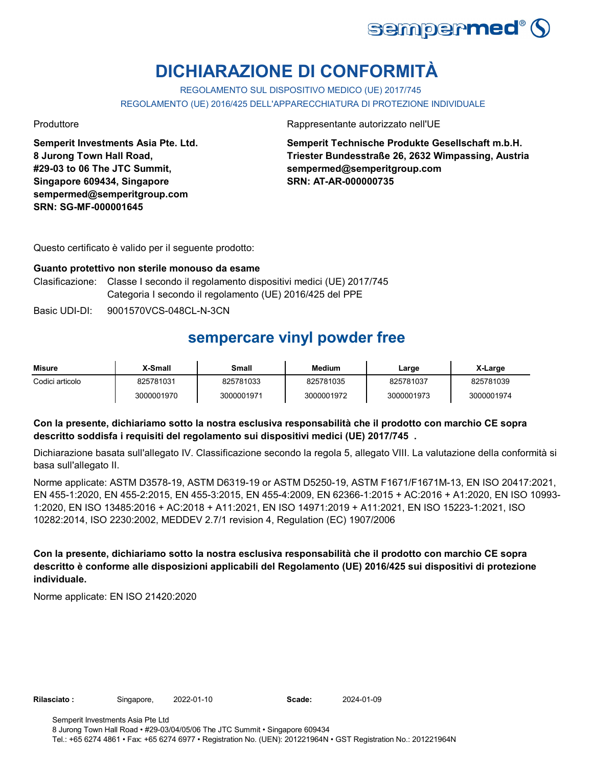# DICHIARAZIONE DI CONFORMITÀ

REGOLAMENTO SUL DISPOSITIVO MEDICO (UE) 2017/745

REGOLAMENTO (UE) 2016/425 DELL'APPARECCHIATURA DI PROTEZIONE INDIVIDUALE

Produttore

**Semperit Investments Asia Pte. Ltd.**
**8 Jurong Town Hall Road,**
**#29-03 to 06 The JTC Summit,**
**Singapore 609434, Singapore**
**sempermed@semperitgroup.com**
**SRN: SG-MF-000001645**

Rappresentante autorizzato nell'UE

**Semperit Technische Produkte Gesellschaft m.b.H.**
**Triester Bundesstraße 26, 2632 Wimpassing, Austria**
**sempermed@semperitgroup.com**
**SRN: AT-AR-000000735**

Questo certificato è valido per il seguente prodotto:

**Guanto protettivo non sterile monouso da esame**

Clasificazione: Classe I secondo il regolamento dispositivi medici (UE) 2017/745
Categoria I secondo il regolamento (UE) 2016/425 del PPE

Basic UDI-DI: 9001570VCS-048CL-N-3CN

## sempercare vinyl powder free

| Misure | X-Small | Small | Medium | Large | X-Large |
|---|---|---|---|---|---|
| Codici articolo | 825781031 | 825781033 | 825781035 | 825781037 | 825781039 |
| | 3000001970 | 3000001971 | 3000001972 | 3000001973 | 3000001974 |

**Con la presente, dichiariamo sotto la nostra esclusiva responsabilità che il prodotto con marchio CE sopra descritto soddisfa i requisiti del regolamento sui dispositivi medici (UE) 2017/745 .**

Dichiarazione basata sull'allegato IV. Classificazione secondo la regola 5, allegato VIII. La valutazione della conformità si basa sull'allegato II.

Norme applicate: ASTM D3578-19, ASTM D6319-19 or ASTM D5250-19, ASTM F1671/F1671M-13, EN ISO 20417:2021, EN 455-1:2020, EN 455-2:2015, EN 455-3:2015, EN 455-4:2009, EN 62366-1:2015 + AC:2016 + A1:2020, EN ISO 10993-1:2020, EN ISO 13485:2016 + AC:2018 + A11:2021, EN ISO 14971:2019 + A11:2021, EN ISO 15223-1:2021, ISO 10282:2014, ISO 2230:2002, MEDDEV 2.7/1 revision 4, Regulation (EC) 1907/2006

**Con la presente, dichiariamo sotto la nostra esclusiva responsabilità che il prodotto con marchio CE sopra descritto è conforme alle disposizioni applicabili del Regolamento (UE) 2016/425 sui dispositivi di protezione individuale.**

Norme applicate: EN ISO 21420:2020

**Rilasciato :** Singapore, 2022-01-10 **Scade:** 2024-01-09

Semperit Investments Asia Pte Ltd
8 Jurong Town Hall Road • #29-03/04/05/06 The JTC Summit • Singapore 609434
Tel.: +65 6274 4861 • Fax: +65 6274 6977 • Registration No. (UEN): 201221964N • GST Registration No.: 201221964N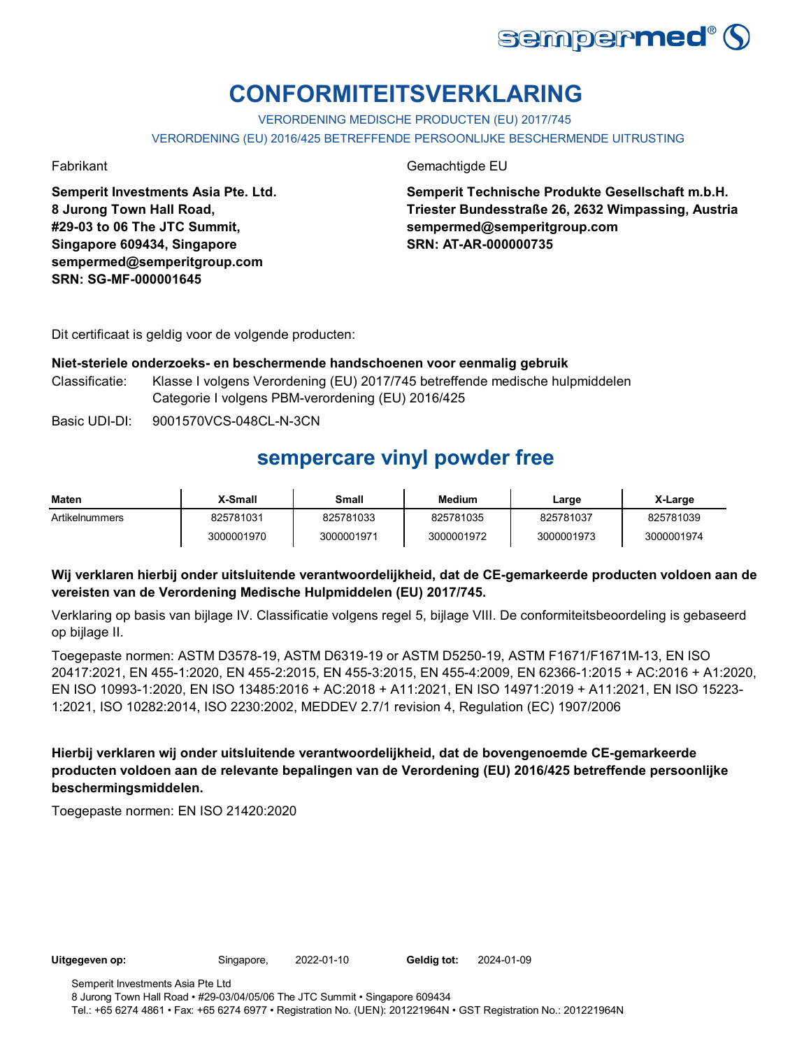sempermed®

# CONFORMITEITSVERKLARING

VERORDENING MEDISCHE PRODUCTEN (EU) 2017/745

VERORDENING (EU) 2016/425 BETREFFENDE PERSOONLIJKE BESCHERMENDE UITRUSTING

Fabrikant

**Semperit Investments Asia Pte. Ltd.**
**8 Jurong Town Hall Road,**
**#29-03 to 06 The JTC Summit,**
**Singapore 609434, Singapore**
**sempermed@semperitgroup.com**
**SRN: SG-MF-000001645**

Gemachtigde EU

**Semperit Technische Produkte Gesellschaft m.b.H.**
**Triester Bundesstraße 26, 2632 Wimpassing, Austria**
**sempermed@semperitgroup.com**
**SRN: AT-AR-000000735**

Dit certificaat is geldig voor de volgende producten:

**Niet-steriele onderzoeks- en beschermende handschoenen voor eenmalig gebruik**

Classificatie: Klasse I volgens Verordening (EU) 2017/745 betreffende medische hulpmiddelen
Categorie I volgens PBM-verordening (EU) 2016/425

Basic UDI-DI: 9001570VCS-048CL-N-3CN

## sempercare vinyl powder free

| Maten | X-Small | Small | Medium | Large | X-Large |
|---|---|---|---|---|---|
| Artikelnummers | 825781031 | 825781033 | 825781035 | 825781037 | 825781039 |
| | 3000001970 | 3000001971 | 3000001972 | 3000001973 | 3000001974 |

**Wij verklaren hierbij onder uitsluitende verantwoordelijkheid, dat de CE-gemarkeerde producten voldoen aan de vereisten van de Verordening Medische Hulpmiddelen (EU) 2017/745.**

Verklaring op basis van bijlage IV. Classificatie volgens regel 5, bijlage VIII. De conformiteitsbeoordeling is gebaseerd op bijlage II.

Toegepaste normen: ASTM D3578-19, ASTM D6319-19 or ASTM D5250-19, ASTM F1671/F1671M-13, EN ISO 20417:2021, EN 455-1:2020, EN 455-2:2015, EN 455-3:2015, EN 455-4:2009, EN 62366-1:2015 + AC:2016 + A1:2020, EN ISO 10993-1:2020, EN ISO 13485:2016 + AC:2018 + A11:2021, EN ISO 14971:2019 + A11:2021, EN ISO 15223-1:2021, ISO 10282:2014, ISO 2230:2002, MEDDEV 2.7/1 revision 4, Regulation (EC) 1907/2006

**Hierbij verklaren wij onder uitsluitende verantwoordelijkheid, dat de bovengenoemde CE-gemarkeerde producten voldoen aan de relevante bepalingen van de Verordening (EU) 2016/425 betreffende persoonlijke beschermingsmiddelen.**

Toegepaste normen: EN ISO 21420:2020

**Uitgegeven op:** Singapore, 2022-01-10 **Geldig tot:** 2024-01-09

Semperit Investments Asia Pte Ltd
8 Jurong Town Hall Road • #29-03/04/05/06 The JTC Summit • Singapore 609434
Tel.: +65 6274 4861 • Fax: +65 6274 6977 • Registration No. (UEN): 201221964N • GST Registration No.: 201221964N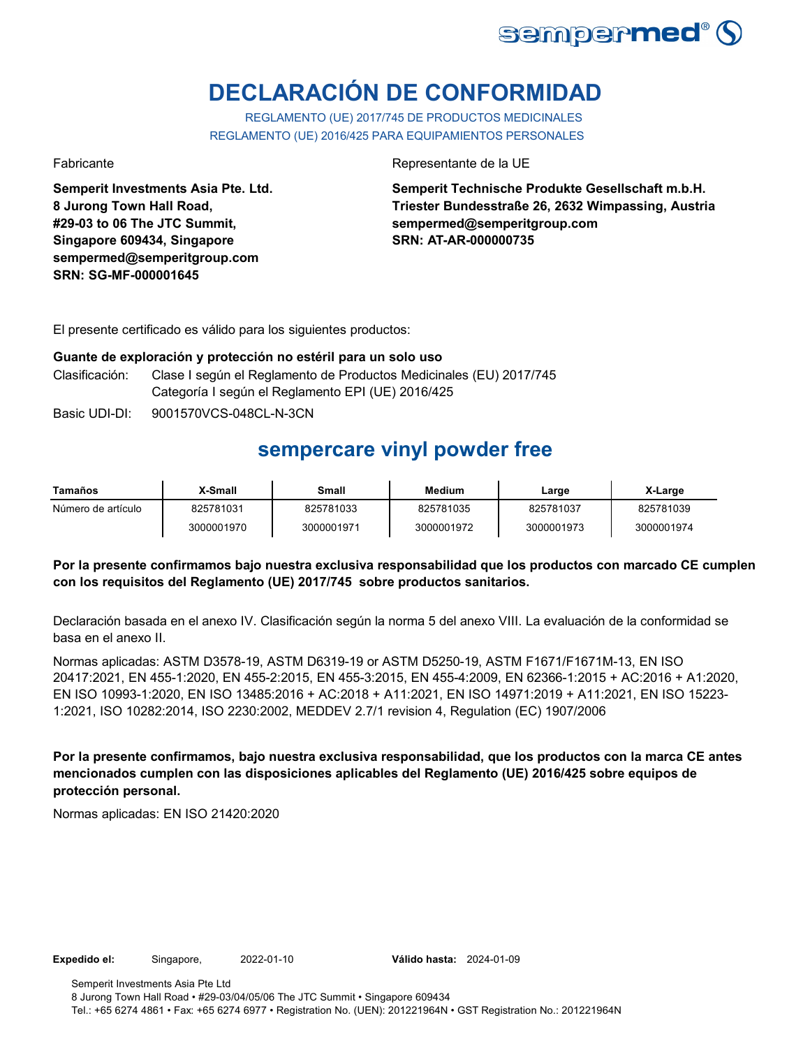# DECLARACIÓN DE CONFORMIDAD

REGLAMENTO (UE) 2017/745 DE PRODUCTOS MEDICINALES
REGLAMENTO (UE) 2016/425 PARA EQUIPAMIENTOS PERSONALES

Fabricante

**Semperit Investments Asia Pte. Ltd.**
**8 Jurong Town Hall Road,**
**#29-03 to 06 The JTC Summit,**
**Singapore 609434, Singapore**
**sempermed@semperitgroup.com**
**SRN: SG-MF-000001645**

Representante de la UE

**Semperit Technische Produkte Gesellschaft m.b.H.**
**Triester Bundesstraße 26, 2632 Wimpassing, Austria**
**sempermed@semperitgroup.com**
**SRN: AT-AR-000000735**

El presente certificado es válido para los siguientes productos:

**Guante de exploración y protección no estéril para un solo uso**

Clasificación: Clase I según el Reglamento de Productos Medicinales (EU) 2017/745
Categoría I según el Reglamento EPI (UE) 2016/425

Basic UDI-DI: 9001570VCS-048CL-N-3CN

## sempercare vinyl powder free

| Tamaños | X-Small | Small | Medium | Large | X-Large |
|---|---|---|---|---|---|
| Número de artículo | 825781031 | 825781033 | 825781035 | 825781037 | 825781039 |
| | 3000001970 | 3000001971 | 3000001972 | 3000001973 | 3000001974 |

**Por la presente confirmamos bajo nuestra exclusiva responsabilidad que los productos con marcado CE cumplen con los requisitos del Reglamento (UE) 2017/745 sobre productos sanitarios.**

Declaración basada en el anexo IV. Clasificación según la norma 5 del anexo VIII. La evaluación de la conformidad se basa en el anexo II.

Normas aplicadas: ASTM D3578-19, ASTM D6319-19 or ASTM D5250-19, ASTM F1671/F1671M-13, EN ISO 20417:2021, EN 455-1:2020, EN 455-2:2015, EN 455-3:2015, EN 455-4:2009, EN 62366-1:2015 + AC:2016 + A1:2020, EN ISO 10993-1:2020, EN ISO 13485:2016 + AC:2018 + A11:2021, EN ISO 14971:2019 + A11:2021, EN ISO 15223-1:2021, ISO 10282:2014, ISO 2230:2002, MEDDEV 2.7/1 revision 4, Regulation (EC) 1907/2006

**Por la presente confirmamos, bajo nuestra exclusiva responsabilidad, que los productos con la marca CE antes mencionados cumplen con las disposiciones aplicables del Reglamento (UE) 2016/425 sobre equipos de protección personal.**

Normas aplicadas: EN ISO 21420:2020

**Expedido el:** Singapore, 2022-01-10 **Válido hasta:** 2024-01-09

Semperit Investments Asia Pte Ltd
8 Jurong Town Hall Road • #29-03/04/05/06 The JTC Summit • Singapore 609434
Tel.: +65 6274 4861 • Fax: +65 6274 6977 • Registration No. (UEN): 201221964N • GST Registration No.: 201221964N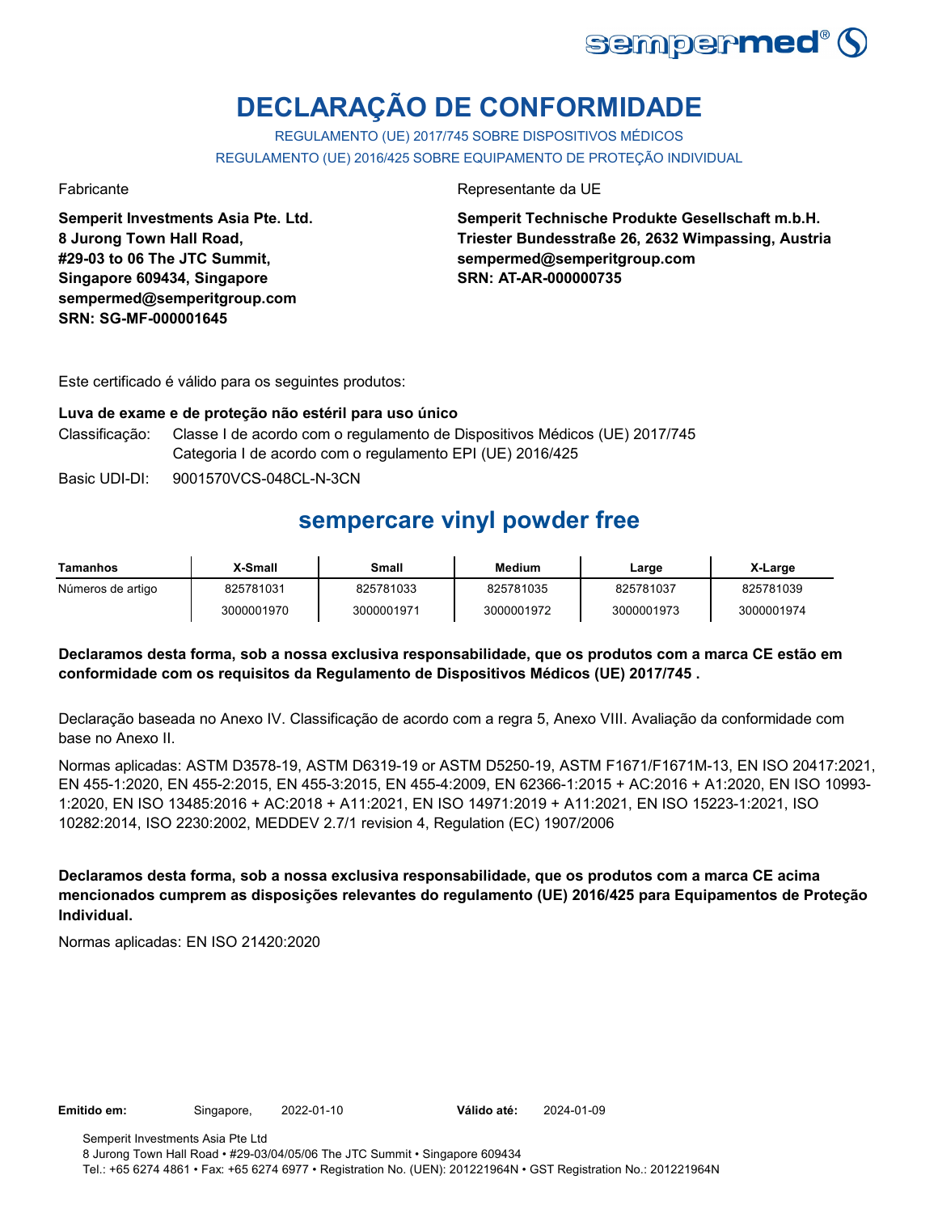# DECLARAÇÃO DE CONFORMIDADE

REGULAMENTO (UE) 2017/745 SOBRE DISPOSITIVOS MÉDICOS

REGULAMENTO (UE) 2016/425 SOBRE EQUIPAMENTO DE PROTEÇÃO INDIVIDUAL

Fabricante

**Semperit Investments Asia Pte. Ltd.**
**8 Jurong Town Hall Road,**
**#29-03 to 06 The JTC Summit,**
**Singapore 609434, Singapore**
**sempermed@semperitgroup.com**
**SRN: SG-MF-000001645**

Representante da UE

**Semperit Technische Produkte Gesellschaft m.b.H.**
**Triester Bundesstraße 26, 2632 Wimpassing, Austria**
**sempermed@semperitgroup.com**
**SRN: AT-AR-000000735**

Este certificado é válido para os seguintes produtos:

**Luva de exame e de proteção não estéril para uso único**

Classificação: Classe I de acordo com o regulamento de Dispositivos Médicos (UE) 2017/745
Categoria I de acordo com o regulamento EPI (UE) 2016/425

Basic UDI-DI: 9001570VCS-048CL-N-3CN

## sempercare vinyl powder free

| Tamanhos | X-Small | Small | Medium | Large | X-Large |
|---|---|---|---|---|---|
| Números de artigo | 825781031 | 825781033 | 825781035 | 825781037 | 825781039 |
| | 3000001970 | 3000001971 | 3000001972 | 3000001973 | 3000001974 |

**Declaramos desta forma, sob a nossa exclusiva responsabilidade, que os produtos com a marca CE estão em conformidade com os requisitos da Regulamento de Dispositivos Médicos (UE) 2017/745 .**

Declaração baseada no Anexo IV. Classificação de acordo com a regra 5, Anexo VIII. Avaliação da conformidade com base no Anexo II.

Normas aplicadas: ASTM D3578-19, ASTM D6319-19 or ASTM D5250-19, ASTM F1671/F1671M-13, EN ISO 20417:2021, EN 455-1:2020, EN 455-2:2015, EN 455-3:2015, EN 455-4:2009, EN 62366-1:2015 + AC:2016 + A1:2020, EN ISO 10993-1:2020, EN ISO 13485:2016 + AC:2018 + A11:2021, EN ISO 14971:2019 + A11:2021, EN ISO 15223-1:2021, ISO 10282:2014, ISO 2230:2002, MEDDEV 2.7/1 revision 4, Regulation (EC) 1907/2006

**Declaramos desta forma, sob a nossa exclusiva responsabilidade, que os produtos com a marca CE acima mencionados cumprem as disposições relevantes do regulamento (UE) 2016/425 para Equipamentos de Proteção Individual.**

Normas aplicadas: EN ISO 21420:2020

**Emitido em:** Singapore, 2022-01-10 **Válido até:** 2024-01-09

Semperit Investments Asia Pte Ltd
8 Jurong Town Hall Road • #29-03/04/05/06 The JTC Summit • Singapore 609434
Tel.: +65 6274 4861 • Fax: +65 6274 6977 • Registration No. (UEN): 201221964N • GST Registration No.: 201221964N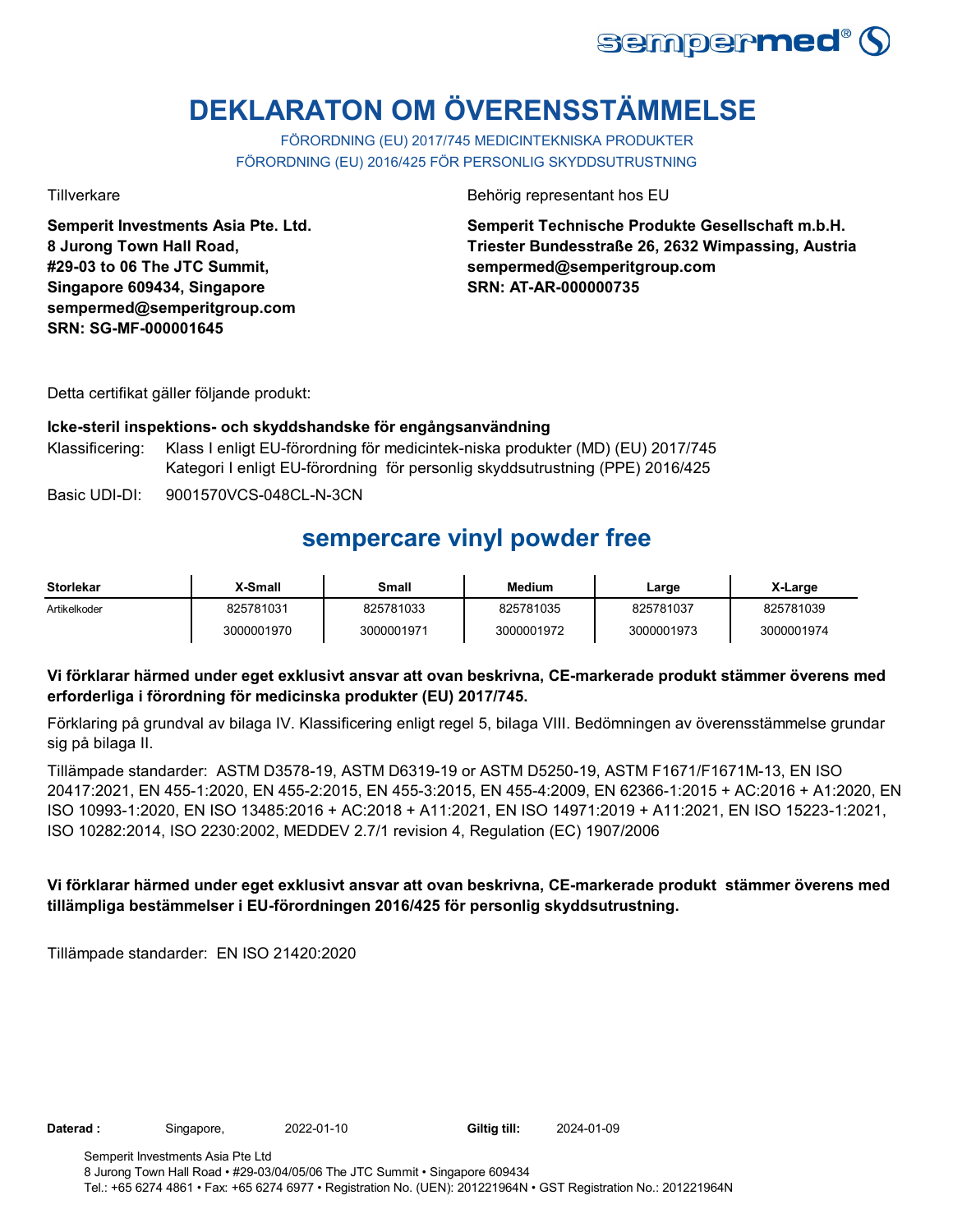# DEKLARATON OM ÖVERENSSTÄMMELSE

FÖRORDNING (EU) 2017/745 MEDICINTEKNISKA PRODUKTER
FÖRORDNING (EU) 2016/425 FÖR PERSONLIG SKYDDSUTRUSTNING

Tillverkare

**Semperit Investments Asia Pte. Ltd.**
**8 Jurong Town Hall Road,**
**#29-03 to 06 The JTC Summit,**
**Singapore 609434, Singapore**
**sempermed@semperitgroup.com**
**SRN: SG-MF-000001645**

Behörig representant hos EU

**Semperit Technische Produkte Gesellschaft m.b.H.**
**Triester Bundesstraße 26, 2632 Wimpassing, Austria**
**sempermed@semperitgroup.com**
**SRN: AT-AR-000000735**

Detta certifikat gäller följande produkt:

**Icke-steril inspektions- och skyddshandske för engångsanvändning**

Klassificering: Klass I enligt EU-förordning för medicintek-niska produkter (MD) (EU) 2017/745
Kategori I enligt EU-förordning för personlig skyddsutrustning (PPE) 2016/425

Basic UDI-DI: 9001570VCS-048CL-N-3CN

## sempercare vinyl powder free

| Storlekar | X-Small | Small | Medium | Large | X-Large |
|---|---|---|---|---|---|
| Artikelkoder | 825781031 | 825781033 | 825781035 | 825781037 | 825781039 |
| | 3000001970 | 3000001971 | 3000001972 | 3000001973 | 3000001974 |

**Vi förklarar härmed under eget exklusivt ansvar att ovan beskrivna, CE-markerade produkt stämmer överens med erforderliga i förordning för medicinska produkter (EU) 2017/745.**

Förklaring på grundval av bilaga IV. Klassificering enligt regel 5, bilaga VIII. Bedömningen av överensstämmelse grundar sig på bilaga II.

Tillämpade standarder: ASTM D3578-19, ASTM D6319-19 or ASTM D5250-19, ASTM F1671/F1671M-13, EN ISO 20417:2021, EN 455-1:2020, EN 455-2:2015, EN 455-3:2015, EN 455-4:2009, EN 62366-1:2015 + AC:2016 + A1:2020, EN ISO 10993-1:2020, EN ISO 13485:2016 + AC:2018 + A11:2021, EN ISO 14971:2019 + A11:2021, EN ISO 15223-1:2021, ISO 10282:2014, ISO 2230:2002, MEDDEV 2.7/1 revision 4, Regulation (EC) 1907/2006

**Vi förklarar härmed under eget exklusivt ansvar att ovan beskrivna, CE-markerade produkt stämmer överens med tillämpliga bestämmelser i EU-förordningen 2016/425 för personlig skyddsutrustning.**

Tillämpade standarder: EN ISO 21420:2020

**Daterad :** Singapore, 2022-01-10 **Giltig till:** 2024-01-09

Semperit Investments Asia Pte Ltd
8 Jurong Town Hall Road • #29-03/04/05/06 The JTC Summit • Singapore 609434
Tel.: +65 6274 4861 • Fax: +65 6274 6977 • Registration No. (UEN): 201221964N • GST Registration No.: 201221964N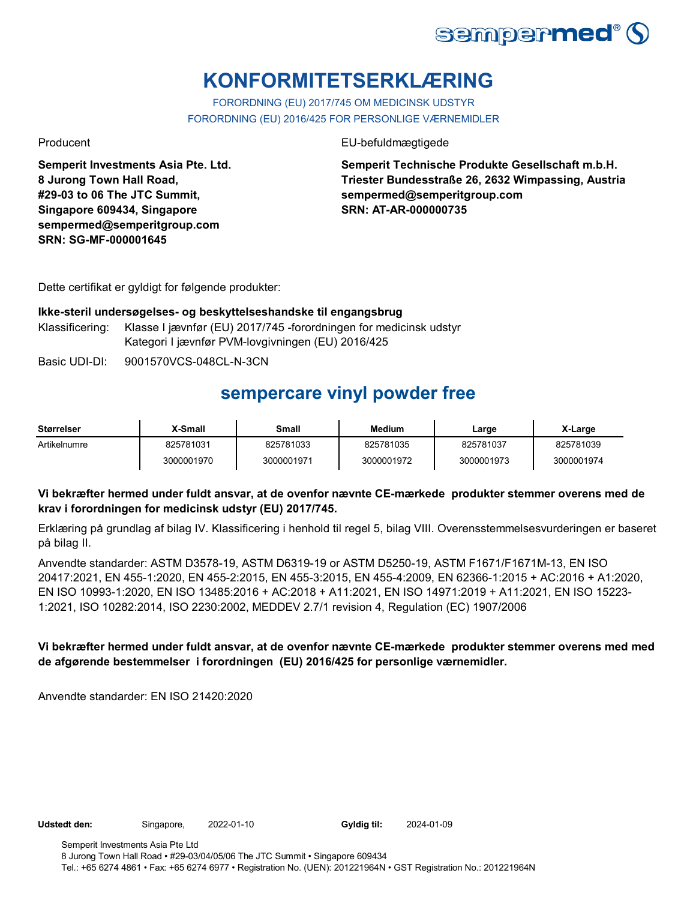# KONFORMITETSERKLÆRING

FORORDNING (EU) 2017/745 OM MEDICINSK UDSTYR
FORORDNING (EU) 2016/425 FOR PERSONLIGE VÆRNEMIDLER

Producent

**Semperit Investments Asia Pte. Ltd.**
**8 Jurong Town Hall Road,**
**#29-03 to 06 The JTC Summit,**
**Singapore 609434, Singapore**
**sempermed@semperitgroup.com**
**SRN: SG-MF-000001645**

EU-befuldmægtigede

**Semperit Technische Produkte Gesellschaft m.b.H.**
**Triester Bundesstraße 26, 2632 Wimpassing, Austria**
**sempermed@semperitgroup.com**
**SRN: AT-AR-000000735**

Dette certifikat er gyldigt for følgende produkter:

**Ikke-steril undersøgelses- og beskyttelseshandske til engangsbrug**

Klassificering: Klasse I jævnfør (EU) 2017/745 -forordningen for medicinsk udstyr
Kategori I jævnfør PVM-lovgivningen (EU) 2016/425

Basic UDI-DI: 9001570VCS-048CL-N-3CN

## sempercare vinyl powder free

| Størrelser | X-Small | Small | Medium | Large | X-Large |
|---|---|---|---|---|---|
| Artikelnumre | 825781031 | 825781033 | 825781035 | 825781037 | 825781039 |
| | 3000001970 | 3000001971 | 3000001972 | 3000001973 | 3000001974 |

**Vi bekræfter hermed under fuldt ansvar, at de ovenfor nævnte CE-mærkede produkter stemmer overens med de krav i forordningen for medicinsk udstyr (EU) 2017/745.**

Erklæring på grundlag af bilag IV. Klassificering i henhold til regel 5, bilag VIII. Overensstemmelsesvurderingen er baseret på bilag II.

Anvendte standarder: ASTM D3578-19, ASTM D6319-19 or ASTM D5250-19, ASTM F1671/F1671M-13, EN ISO 20417:2021, EN 455-1:2020, EN 455-2:2015, EN 455-3:2015, EN 455-4:2009, EN 62366-1:2015 + AC:2016 + A1:2020, EN ISO 10993-1:2020, EN ISO 13485:2016 + AC:2018 + A11:2021, EN ISO 14971:2019 + A11:2021, EN ISO 15223-1:2021, ISO 10282:2014, ISO 2230:2002, MEDDEV 2.7/1 revision 4, Regulation (EC) 1907/2006

**Vi bekræfter hermed under fuldt ansvar, at de ovenfor nævnte CE-mærkede produkter stemmer overens med med de afgørende bestemmelser i forordningen (EU) 2016/425 for personlige værnemidler.**

Anvendte standarder: EN ISO 21420:2020

**Udstedt den:** Singapore, 2022-01-10 **Gyldig til:** 2024-01-09

Semperit Investments Asia Pte Ltd
8 Jurong Town Hall Road • #29-03/04/05/06 The JTC Summit • Singapore 609434
Tel.: +65 6274 4861 • Fax: +65 6274 6977 • Registration No. (UEN): 201221964N • GST Registration No.: 201221964N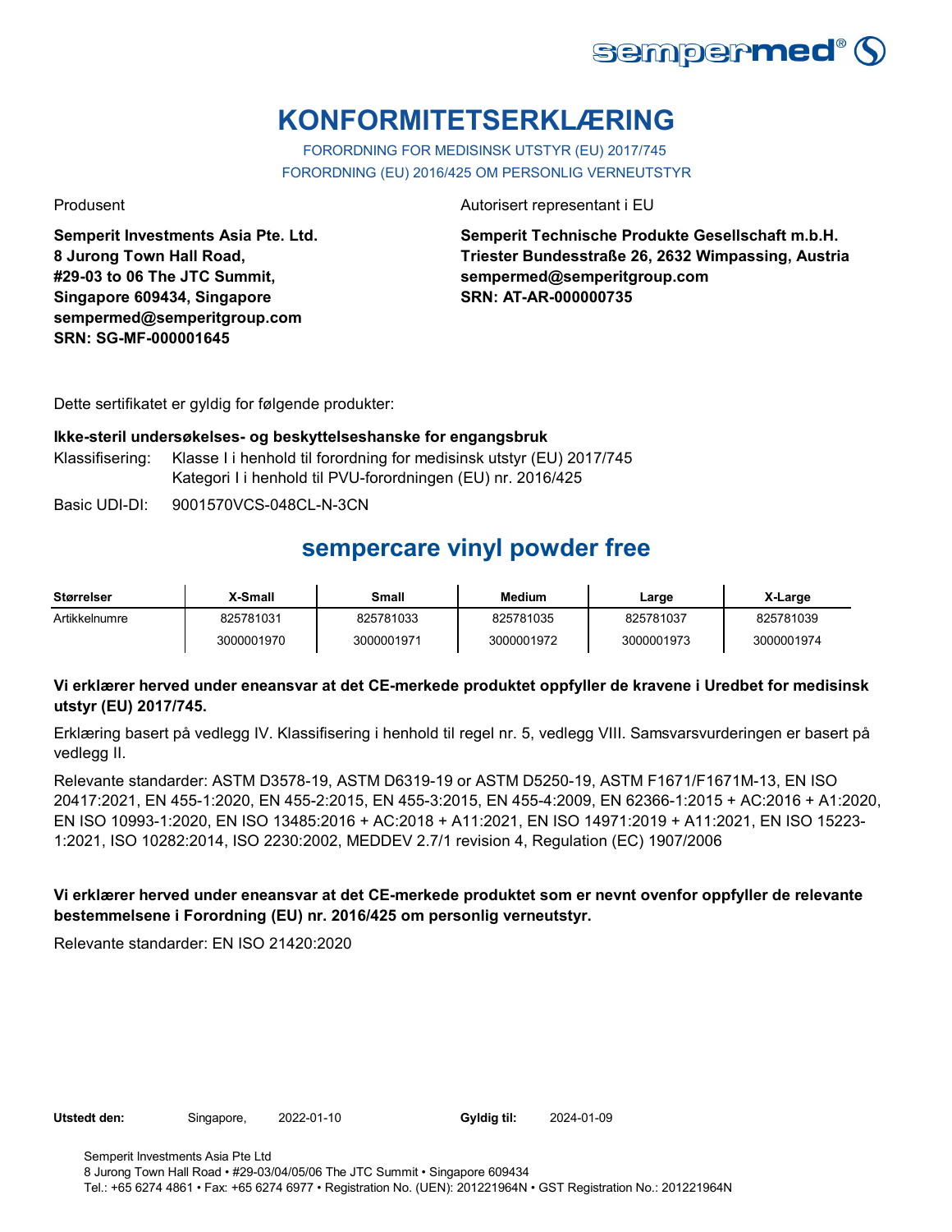# KONFORMITETSERKLÆRING

FORORDNING FOR MEDISINSK UTSTYR (EU) 2017/745
FORORDNING (EU) 2016/425 OM PERSONLIG VERNEUTSTYR

Produsent

**Semperit Investments Asia Pte. Ltd.**
**8 Jurong Town Hall Road,**
**#29-03 to 06 The JTC Summit,**
**Singapore 609434, Singapore**
**sempermed@semperitgroup.com**
**SRN: SG-MF-000001645**

Autorisert representant i EU

**Semperit Technische Produkte Gesellschaft m.b.H.**
**Triester Bundesstraße 26, 2632 Wimpassing, Austria**
**sempermed@semperitgroup.com**
**SRN: AT-AR-000000735**

Dette sertifikatet er gyldig for følgende produkter:

**Ikke-steril undersøkelses- og beskyttelseshanske for engangsbruk**

Klassifisering: Klasse I i henhold til forordning for medisinsk utstyr (EU) 2017/745
Kategori I i henhold til PVU-forordningen (EU) nr. 2016/425

Basic UDI-DI: 9001570VCS-048CL-N-3CN

## sempercare vinyl powder free

| Størrelser | X-Small | Small | Medium | Large | X-Large |
|---|---|---|---|---|---|
| Artikkelnumre | 825781031 | 825781033 | 825781035 | 825781037 | 825781039 |
| | 3000001970 | 3000001971 | 3000001972 | 3000001973 | 3000001974 |

**Vi erklærer herved under eneansvar at det CE-merkede produktet oppfyller de kravene i Uredbet for medisinsk utstyr (EU) 2017/745.**

Erklæring basert på vedlegg IV. Klassifisering i henhold til regel nr. 5, vedlegg VIII. Samsvarsvurderingen er basert på vedlegg II.

Relevante standarder: ASTM D3578-19, ASTM D6319-19 or ASTM D5250-19, ASTM F1671/F1671M-13, EN ISO 20417:2021, EN 455-1:2020, EN 455-2:2015, EN 455-3:2015, EN 455-4:2009, EN 62366-1:2015 + AC:2016 + A1:2020, EN ISO 10993-1:2020, EN ISO 13485:2016 + AC:2018 + A11:2021, EN ISO 14971:2019 + A11:2021, EN ISO 15223-1:2021, ISO 10282:2014, ISO 2230:2002, MEDDEV 2.7/1 revision 4, Regulation (EC) 1907/2006

**Vi erklærer herved under eneansvar at det CE-merkede produktet som er nevnt ovenfor oppfyller de relevante bestemmelsene i Forordning (EU) nr. 2016/425 om personlig verneutstyr.**

Relevante standarder: EN ISO 21420:2020

**Utstedt den:** Singapore, 2022-01-10 **Gyldig til:** 2024-01-09

Semperit Investments Asia Pte Ltd
8 Jurong Town Hall Road • #29-03/04/05/06 The JTC Summit • Singapore 609434
Tel.: +65 6274 4861 • Fax: +65 6274 6977 • Registration No. (UEN): 201221964N • GST Registration No.: 201221964N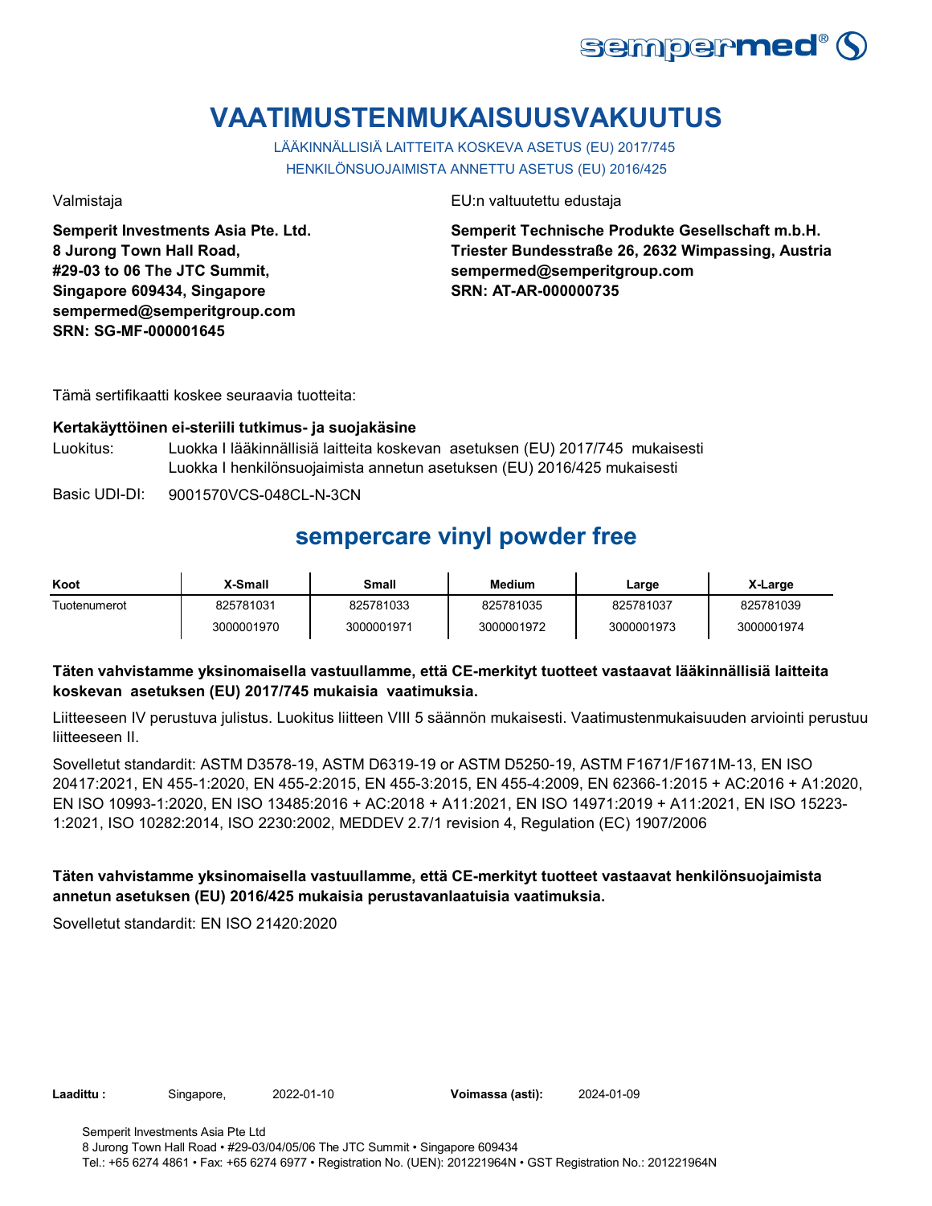# VAATIMUSTENMUKAISUUSVAKUUTUS

LÄÄKINNÄLLISIÄ LAITTEITA KOSKEVA ASETUS (EU) 2017/745
HENKILÖNSUOJAIMISTA ANNETTU ASETUS (EU) 2016/425

Valmistaja

**Semperit Investments Asia Pte. Ltd.**
**8 Jurong Town Hall Road,**
**#29-03 to 06 The JTC Summit,**
**Singapore 609434, Singapore**
**sempermed@semperitgroup.com**
**SRN: SG-MF-000001645**

EU:n valtuutettu edustaja

**Semperit Technische Produkte Gesellschaft m.b.H.**
**Triester Bundesstraße 26, 2632 Wimpassing, Austria**
**sempermed@semperitgroup.com**
**SRN: AT-AR-000000735**

Tämä sertifikaatti koskee seuraavia tuotteita:

**Kertakäyttöinen ei-steriili tutkimus- ja suojakäsine**

Luokitus: Luokka I lääkinnällisiä laitteita koskevan asetuksen (EU) 2017/745 mukaisesti
Luokka I henkilönsuojaimista annetun asetuksen (EU) 2016/425 mukaisesti

Basic UDI-DI: 9001570VCS-048CL-N-3CN

## sempercare vinyl powder free

| Koot | X-Small | Small | Medium | Large | X-Large |
|---|---|---|---|---|---|
| Tuotenumerot | 825781031 | 825781033 | 825781035 | 825781037 | 825781039 |
| | 3000001970 | 3000001971 | 3000001972 | 3000001973 | 3000001974 |

**Täten vahvistamme yksinomaisella vastuullamme, että CE-merkityt tuotteet vastaavat lääkinnällisiä laitteita koskevan asetuksen (EU) 2017/745 mukaisia vaatimuksia.**

Liitteeseen IV perustuva julistus. Luokitus liitteen VIII 5 säännön mukaisesti. Vaatimustenmukaisuuden arviointi perustuu liitteeseen II.

Sovelletut standardit: ASTM D3578-19, ASTM D6319-19 or ASTM D5250-19, ASTM F1671/F1671M-13, EN ISO 20417:2021, EN 455-1:2020, EN 455-2:2015, EN 455-3:2015, EN 455-4:2009, EN 62366-1:2015 + AC:2016 + A1:2020, EN ISO 10993-1:2020, EN ISO 13485:2016 + AC:2018 + A11:2021, EN ISO 14971:2019 + A11:2021, EN ISO 15223-1:2021, ISO 10282:2014, ISO 2230:2002, MEDDEV 2.7/1 revision 4, Regulation (EC) 1907/2006

**Täten vahvistamme yksinomaisella vastuullamme, että CE-merkityt tuotteet vastaavat henkilönsuojaimista annetun asetuksen (EU) 2016/425 mukaisia perustavanlaatuisia vaatimuksia.**

Sovelletut standardit: EN ISO 21420:2020

**Laadittu :** Singapore, 2022-01-10 **Voimassa (asti):** 2024-01-09

Semperit Investments Asia Pte Ltd
8 Jurong Town Hall Road • #29-03/04/05/06 The JTC Summit • Singapore 609434
Tel.: +65 6274 4861 • Fax: +65 6274 6977 • Registration No. (UEN): 201221964N • GST Registration No.: 201221964N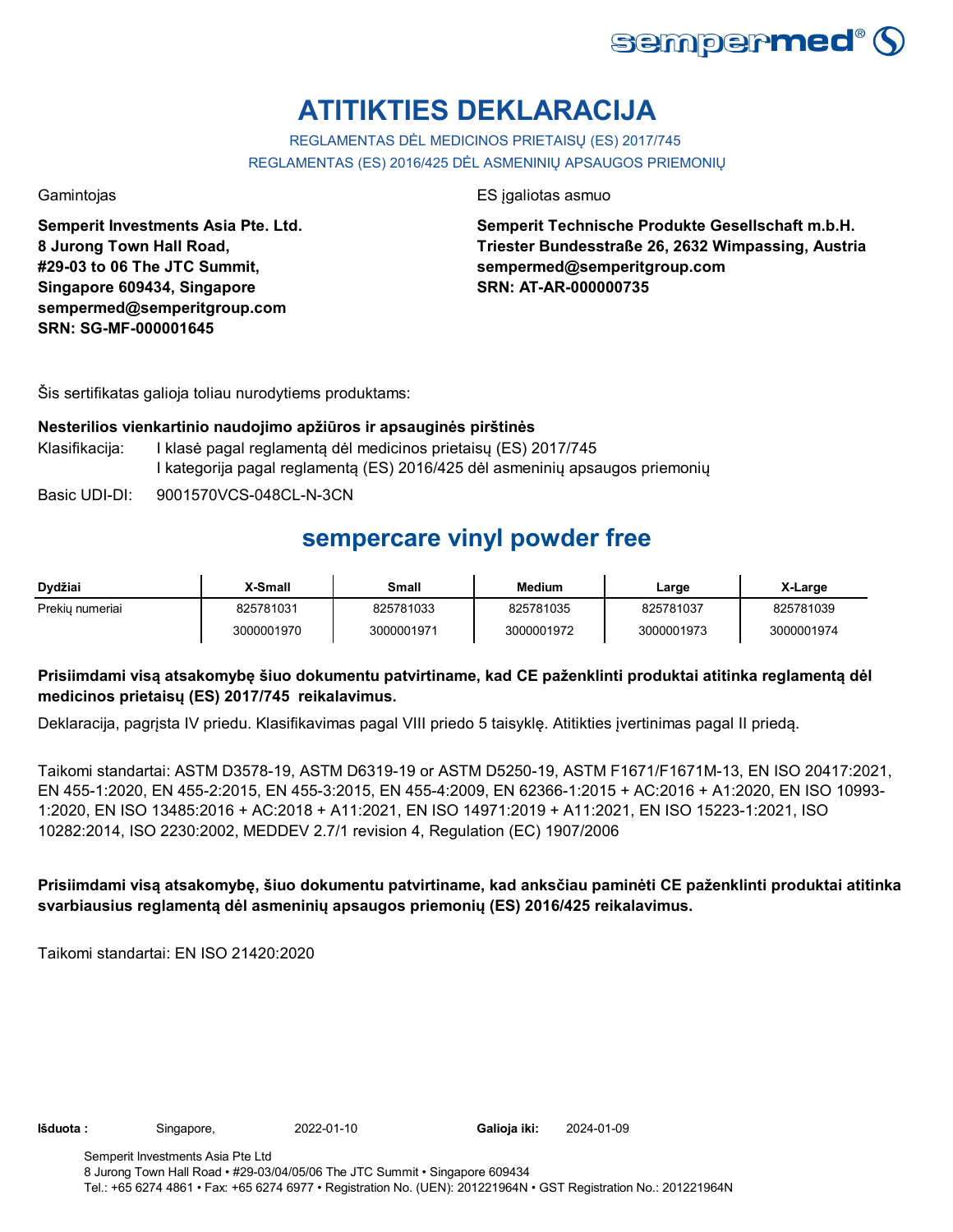# ATITIKTIES DEKLARACIJA

REGLAMENTAS DĖL MEDICINOS PRIETAISŲ (ES) 2017/745
REGLAMENTAS (ES) 2016/425 DĖL ASMENINIŲ APSAUGOS PRIEMONIŲ

Gamintojas

**Semperit Investments Asia Pte. Ltd.**
**8 Jurong Town Hall Road,**
**#29-03 to 06 The JTC Summit,**
**Singapore 609434, Singapore**
**sempermed@semperitgroup.com**
**SRN: SG-MF-000001645**

ES įgaliotas asmuo

**Semperit Technische Produkte Gesellschaft m.b.H.**
**Triester Bundesstraße 26, 2632 Wimpassing, Austria**
**sempermed@semperitgroup.com**
**SRN: AT-AR-000000735**

Šis sertifikatas galioja toliau nurodytiems produktams:

**Nesterilios vienkartinio naudojimo apžiūros ir apsauginės pirštinės**

Klasifikacija: I klasė pagal reglamentą dėl medicinos prietaisų (ES) 2017/745
I kategorija pagal reglamentą (ES) 2016/425 dėl asmeninių apsaugos priemonių

Basic UDI-DI: 9001570VCS-048CL-N-3CN

## sempercare vinyl powder free

| Dydžiai | X-Small | Small | Medium | Large | X-Large |
|---|---|---|---|---|---|
| Prekių numeriai | 825781031 | 825781033 | 825781035 | 825781037 | 825781039 |
| | 3000001970 | 3000001971 | 3000001972 | 3000001973 | 3000001974 |

**Prisiimdami visą atsakomybę šiuo dokumentu patvirtiname, kad CE paženklinti produktai atitinka reglamentą dėl medicinos prietaisų (ES) 2017/745 reikalavimus.**

Deklaracija, pagrįsta IV priedu. Klasifikavimas pagal VIII priedo 5 taisyklę. Atitikties įvertinimas pagal II priedą.

Taikomi standartai: ASTM D3578-19, ASTM D6319-19 or ASTM D5250-19, ASTM F1671/F1671M-13, EN ISO 20417:2021, EN 455-1:2020, EN 455-2:2015, EN 455-3:2015, EN 455-4:2009, EN 62366-1:2015 + AC:2016 + A1:2020, EN ISO 10993-1:2020, EN ISO 13485:2016 + AC:2018 + A11:2021, EN ISO 14971:2019 + A11:2021, EN ISO 15223-1:2021, ISO 10282:2014, ISO 2230:2002, MEDDEV 2.7/1 revision 4, Regulation (EC) 1907/2006

**Prisiimdami visą atsakomybę, šiuo dokumentu patvirtiname, kad anksčiau paminėti CE paženklinti produktai atitinka svarbiausius reglamentą dėl asmeninių apsaugos priemonių (ES) 2016/425 reikalavimus.**

Taikomi standartai: EN ISO 21420:2020

**Išduota :** Singapore, 2022-01-10 **Galioja iki:** 2024-01-09

Semperit Investments Asia Pte Ltd
8 Jurong Town Hall Road • #29-03/04/05/06 The JTC Summit • Singapore 609434
Tel.: +65 6274 4861 • Fax: +65 6274 6977 • Registration No. (UEN): 201221964N • GST Registration No.: 201221964N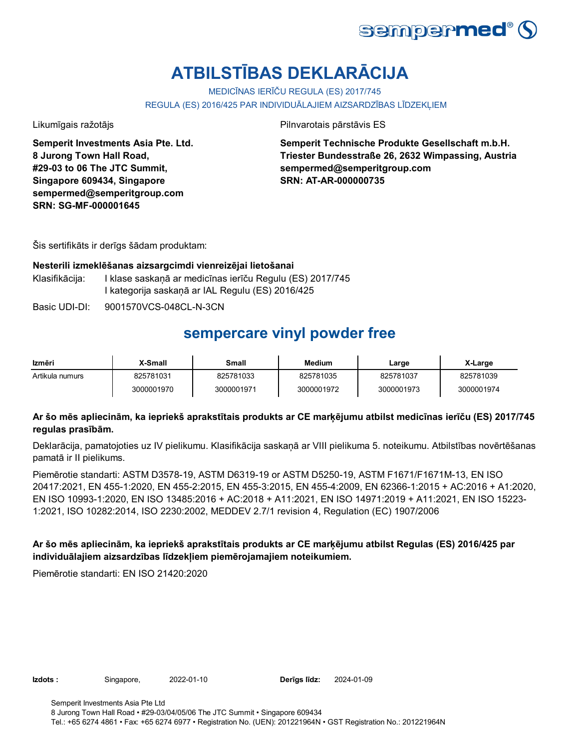# ATBILSTĪBAS DEKLARĀCIJA

MEDICĪNAS IERĪČU REGULA (ES) 2017/745

REGULA (ES) 2016/425 PAR INDIVIDUĀLAJIEM AIZSARDZĪBAS LĪDZEKĻIEM

Likumīgais ražotājs

**Semperit Investments Asia Pte. Ltd.**
**8 Jurong Town Hall Road,**
**#29-03 to 06 The JTC Summit,**
**Singapore 609434, Singapore**
**sempermed@semperitgroup.com**
**SRN: SG-MF-000001645**

Pilnvarotais pārstāvis ES

**Semperit Technische Produkte Gesellschaft m.b.H.**
**Triester Bundesstraße 26, 2632 Wimpassing, Austria**
**sempermed@semperitgroup.com**
**SRN: AT-AR-000000735**

Šis sertifikāts ir derīgs šādam produktam:

**Nesterili izmeklēšanas aizsargcimdi vienreizējai lietošanai**

Klasifikācija: I klase saskaņā ar medicīnas ierīču Regulu (ES) 2017/745
I kategorija saskaņā ar IAL Regulu (ES) 2016/425

Basic UDI-DI: 9001570VCS-048CL-N-3CN

## sempercare vinyl powder free

| Izmēri | X-Small | Small | Medium | Large | X-Large |
|---|---|---|---|---|---|
| Artikula numurs | 825781031 | 825781033 | 825781035 | 825781037 | 825781039 |
| | 3000001970 | 3000001971 | 3000001972 | 3000001973 | 3000001974 |

**Ar šo mēs apliecinām, ka iepriekš aprakstītais produkts ar CE marķējumu atbilst medicīnas ierīču (ES) 2017/745 regulas prasībām.**

Deklarācija, pamatojoties uz IV pielikumu. Klasifikācija saskaņā ar VIII pielikuma 5. noteikumu. Atbilstības novērtēšanas pamatā ir II pielikums.

Piemērotie standarti: ASTM D3578-19, ASTM D6319-19 or ASTM D5250-19, ASTM F1671/F1671M-13, EN ISO 20417:2021, EN 455-1:2020, EN 455-2:2015, EN 455-3:2015, EN 455-4:2009, EN 62366-1:2015 + AC:2016 + A1:2020, EN ISO 10993-1:2020, EN ISO 13485:2016 + AC:2018 + A11:2021, EN ISO 14971:2019 + A11:2021, EN ISO 15223-1:2021, ISO 10282:2014, ISO 2230:2002, MEDDEV 2.7/1 revision 4, Regulation (EC) 1907/2006

**Ar šo mēs apliecinām, ka iepriekš aprakstītais produkts ar CE marķējumu atbilst Regulas (ES) 2016/425 par individuālajiem aizsardzības līdzekļiem piemērojamajiem noteikumiem.**

Piemērotie standarti: EN ISO 21420:2020

**Izdots :** Singapore, 2022-01-10 **Derīgs līdz:** 2024-01-09

Semperit Investments Asia Pte Ltd
8 Jurong Town Hall Road • #29-03/04/05/06 The JTC Summit • Singapore 609434
Tel.: +65 6274 4861 • Fax: +65 6274 6977 • Registration No. (UEN): 201221964N • GST Registration No.: 201221964N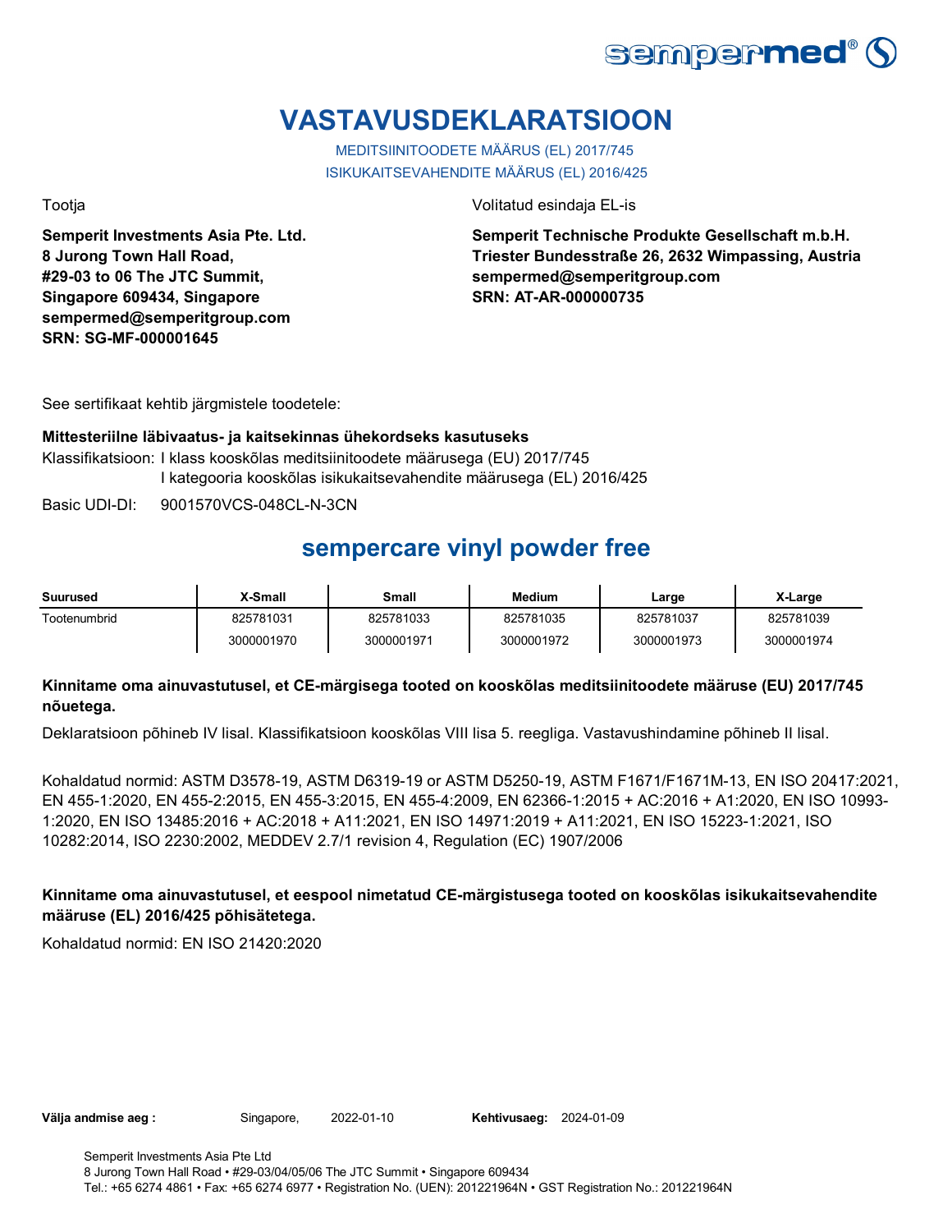# VASTAVUSDEKLARATSIOON

MEDITSIINITOODETE MÄÄRUS (EL) 2017/745
ISIKUKAITSEVAHENDITE MÄÄRUS (EL) 2016/425

Tootja

**Semperit Investments Asia Pte. Ltd.**
**8 Jurong Town Hall Road,**
**#29-03 to 06 The JTC Summit,**
**Singapore 609434, Singapore**
**sempermed@semperitgroup.com**
**SRN: SG-MF-000001645**

Volitatud esindaja EL-is

**Semperit Technische Produkte Gesellschaft m.b.H.**
**Triester Bundesstraße 26, 2632 Wimpassing, Austria**
**sempermed@semperitgroup.com**
**SRN: AT-AR-000000735**

See sertifikaat kehtib järgmistele toodetele:

**Mittesteriilne läbivaatus- ja kaitsekinnas ühekordseks kasutuseks**

Klassifikatsioon: I klass kooskõlas meditsiinitoodete määrusega (EU) 2017/745
I kategooria kooskõlas isikukaitsevahendite määrusega (EL) 2016/425

Basic UDI-DI: 9001570VCS-048CL-N-3CN

## sempercare vinyl powder free

| Suurused | X-Small | Small | Medium | Large | X-Large |
|---|---|---|---|---|---|
| Tootenumbrid | 825781031 | 825781033 | 825781035 | 825781037 | 825781039 |
| | 3000001970 | 3000001971 | 3000001972 | 3000001973 | 3000001974 |

**Kinnitame oma ainuvastutusel, et CE-märgisega tooted on kooskõlas meditsiinitoodete määruse (EU) 2017/745 nõuetega.**

Deklaratsioon põhineb IV lisal. Klassifikatsioon kooskõlas VIII lisa 5. reegliga. Vastavushindamine põhineb II lisal.

Kohaldatud normid: ASTM D3578-19, ASTM D6319-19 or ASTM D5250-19, ASTM F1671/F1671M-13, EN ISO 20417:2021, EN 455-1:2020, EN 455-2:2015, EN 455-3:2015, EN 455-4:2009, EN 62366-1:2015 + AC:2016 + A1:2020, EN ISO 10993-1:2020, EN ISO 13485:2016 + AC:2018 + A11:2021, EN ISO 14971:2019 + A11:2021, EN ISO 15223-1:2021, ISO 10282:2014, ISO 2230:2002, MEDDEV 2.7/1 revision 4, Regulation (EC) 1907/2006

**Kinnitame oma ainuvastutusel, et eespool nimetatud CE-märgistusega tooted on kooskõlas isikukaitsevahendite määruse (EL) 2016/425 põhisätetega.**

Kohaldatud normid: EN ISO 21420:2020

**Välja andmise aeg :** Singapore, 2022-01-10 **Kehtivusaeg:** 2024-01-09

Semperit Investments Asia Pte Ltd
8 Jurong Town Hall Road • #29-03/04/05/06 The JTC Summit • Singapore 609434
Tel.: +65 6274 4861 • Fax: +65 6274 6977 • Registration No. (UEN): 201221964N • GST Registration No.: 201221964N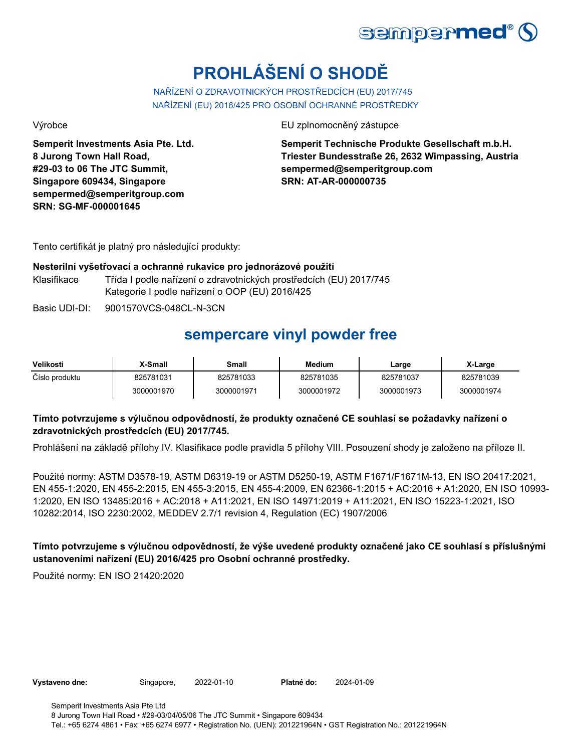# PROHLÁŠENÍ O SHODĚ

NAŘÍZENÍ O ZDRAVOTNICKÝCH PROSTŘEDCÍCH (EU) 2017/745
NAŘÍZENÍ (EU) 2016/425 PRO OSOBNÍ OCHRANNÉ PROSTŘEDKY

Výrobce

**Semperit Investments Asia Pte. Ltd.**
**8 Jurong Town Hall Road,**
**#29-03 to 06 The JTC Summit,**
**Singapore 609434, Singapore**
**sempermed@semperitgroup.com**
**SRN: SG-MF-000001645**

EU zplnomocněný zástupce

**Semperit Technische Produkte Gesellschaft m.b.H.**
**Triester Bundesstraße 26, 2632 Wimpassing, Austria**
**sempermed@semperitgroup.com**
**SRN: AT-AR-000000735**

Tento certifikát je platný pro následující produkty:

**Nesterilní vyšetřovací a ochranné rukavice pro jednorázové použití**

Klasifikace: Třída I podle nařízení o zdravotnických prostředcích (EU) 2017/745
Kategorie I podle nařízení o OOP (EU) 2016/425

Basic UDI-DI: 9001570VCS-048CL-N-3CN

## sempercare vinyl powder free

| Velikosti | X-Small | Small | Medium | Large | X-Large |
|---|---|---|---|---|---|
| Číslo produktu | 825781031 | 825781033 | 825781035 | 825781037 | 825781039 |
| | 3000001970 | 3000001971 | 3000001972 | 3000001973 | 3000001974 |

**Tímto potvrzujeme s výlučnou odpovědností, že produkty označené CE souhlasí se požadavky nařízení o zdravotnických prostředcích (EU) 2017/745.**

Prohlášení na základě přílohy IV. Klasifikace podle pravidla 5 přílohy VIII. Posouzení shody je založeno na příloze II.

Použité normy: ASTM D3578-19, ASTM D6319-19 or ASTM D5250-19, ASTM F1671/F1671M-13, EN ISO 20417:2021, EN 455-1:2020, EN 455-2:2015, EN 455-3:2015, EN 455-4:2009, EN 62366-1:2015 + AC:2016 + A1:2020, EN ISO 10993-1:2020, EN ISO 13485:2016 + AC:2018 + A11:2021, EN ISO 14971:2019 + A11:2021, EN ISO 15223-1:2021, ISO 10282:2014, ISO 2230:2002, MEDDEV 2.7/1 revision 4, Regulation (EC) 1907/2006

**Tímto potvrzujeme s výlučnou odpovědností, že výše uvedené produkty označené jako CE souhlasí s příslušnými ustanoveními nařízení (EU) 2016/425 pro Osobní ochranné prostředky.**

Použité normy: EN ISO 21420:2020

**Vystaveno dne:** Singapore, 2022-01-10 **Platné do:** 2024-01-09

Semperit Investments Asia Pte Ltd
8 Jurong Town Hall Road • #29-03/04/05/06 The JTC Summit • Singapore 609434
Tel.: +65 6274 4861 • Fax: +65 6274 6977 • Registration No. (UEN): 201221964N • GST Registration No.: 201221964N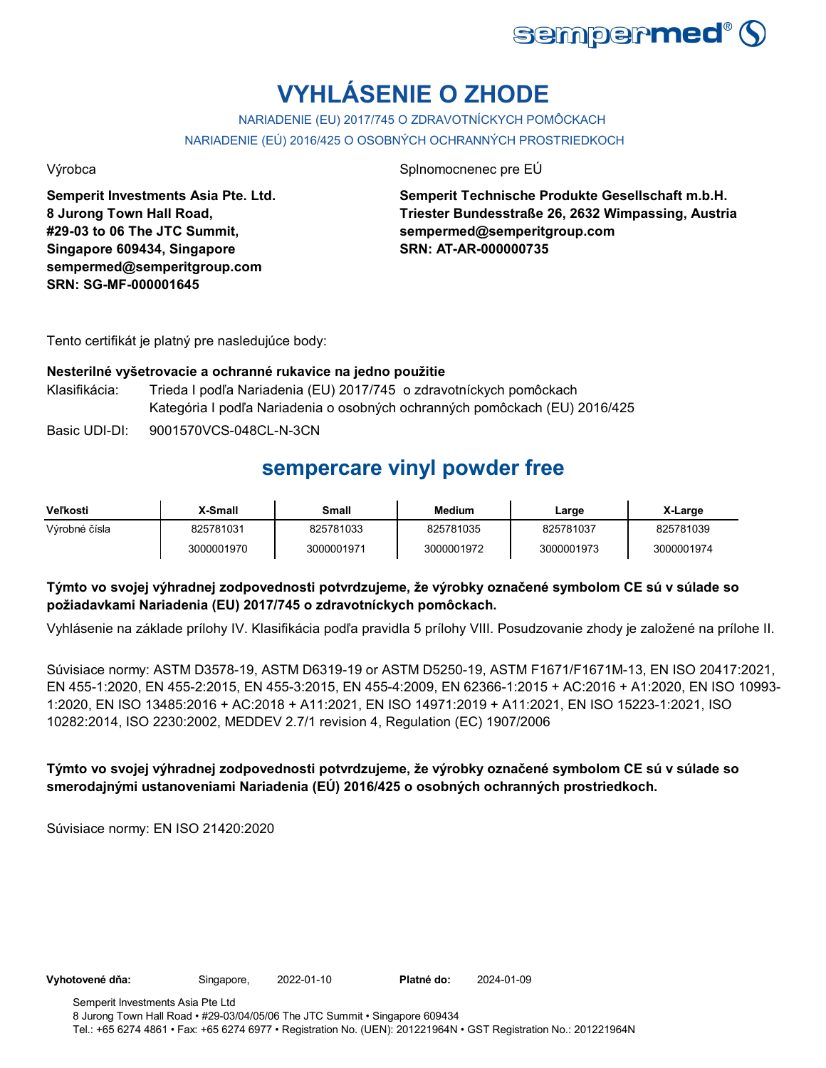# VYHLÁSENIE O ZHODE

NARIADENIE (EU) 2017/745 O ZDRAVOTNÍCKYCH POMÔCKACH

NARIADENIE (EÚ) 2016/425 O OSOBNÝCH OCHRANNÝCH PROSTRIEDKOCH

Výrobca

**Semperit Investments Asia Pte. Ltd.**
**8 Jurong Town Hall Road,**
**#29-03 to 06 The JTC Summit,**
**Singapore 609434, Singapore**
**sempermed@semperitgroup.com**
**SRN: SG-MF-000001645**

Splnomocnenec pre EÚ

**Semperit Technische Produkte Gesellschaft m.b.H.**
**Triester Bundesstraße 26, 2632 Wimpassing, Austria**
**sempermed@semperitgroup.com**
**SRN: AT-AR-000000735**

Tento certifikát je platný pre nasledujúce body:

**Nesterilné vyšetrovacie a ochranné rukavice na jedno použitie**

Klasifikácia: Trieda I podľa Nariadenia (EU) 2017/745 o zdravotníckych pomôckach
Kategória I podľa Nariadenia o osobných ochranných pomôckach (EU) 2016/425

Basic UDI-DI: 9001570VCS-048CL-N-3CN

## sempercare vinyl powder free

| Veľkosti | X-Small | Small | Medium | Large | X-Large |
|---|---|---|---|---|---|
| Výrobné čísla | 825781031 | 825781033 | 825781035 | 825781037 | 825781039 |
| | 3000001970 | 3000001971 | 3000001972 | 3000001973 | 3000001974 |

**Týmto vo svojej výhradnej zodpovednosti potvrdzujeme, že výrobky označené symbolom CE sú v súlade so požiadavkami Nariadenia (EU) 2017/745 o zdravotníckych pomôckach.**

Vyhlásenie na základe prílohy IV. Klasifikácia podľa pravidla 5 prílohy VIII. Posudzovanie zhody je založené na prílohe II.

Súvisiace normy: ASTM D3578-19, ASTM D6319-19 or ASTM D5250-19, ASTM F1671/F1671M-13, EN ISO 20417:2021, EN 455-1:2020, EN 455-2:2015, EN 455-3:2015, EN 455-4:2009, EN 62366-1:2015 + AC:2016 + A1:2020, EN ISO 10993-1:2020, EN ISO 13485:2016 + AC:2018 + A11:2021, EN ISO 14971:2019 + A11:2021, EN ISO 15223-1:2021, ISO 10282:2014, ISO 2230:2002, MEDDEV 2.7/1 revision 4, Regulation (EC) 1907/2006

**Týmto vo svojej výhradnej zodpovednosti potvrdzujeme, že výrobky označené symbolom CE sú v súlade so smerodajnými ustanoveniami Nariadenia (EÚ) 2016/425 o osobných ochranných prostriedkoch.**

Súvisiace normy: EN ISO 21420:2020

**Vyhotovené dňa:** Singapore, 2022-01-10 **Platné do:** 2024-01-09

Semperit Investments Asia Pte Ltd
8 Jurong Town Hall Road • #29-03/04/05/06 The JTC Summit • Singapore 609434
Tel.: +65 6274 4861 • Fax: +65 6274 6977 • Registration No. (UEN): 201221964N • GST Registration No.: 201221964N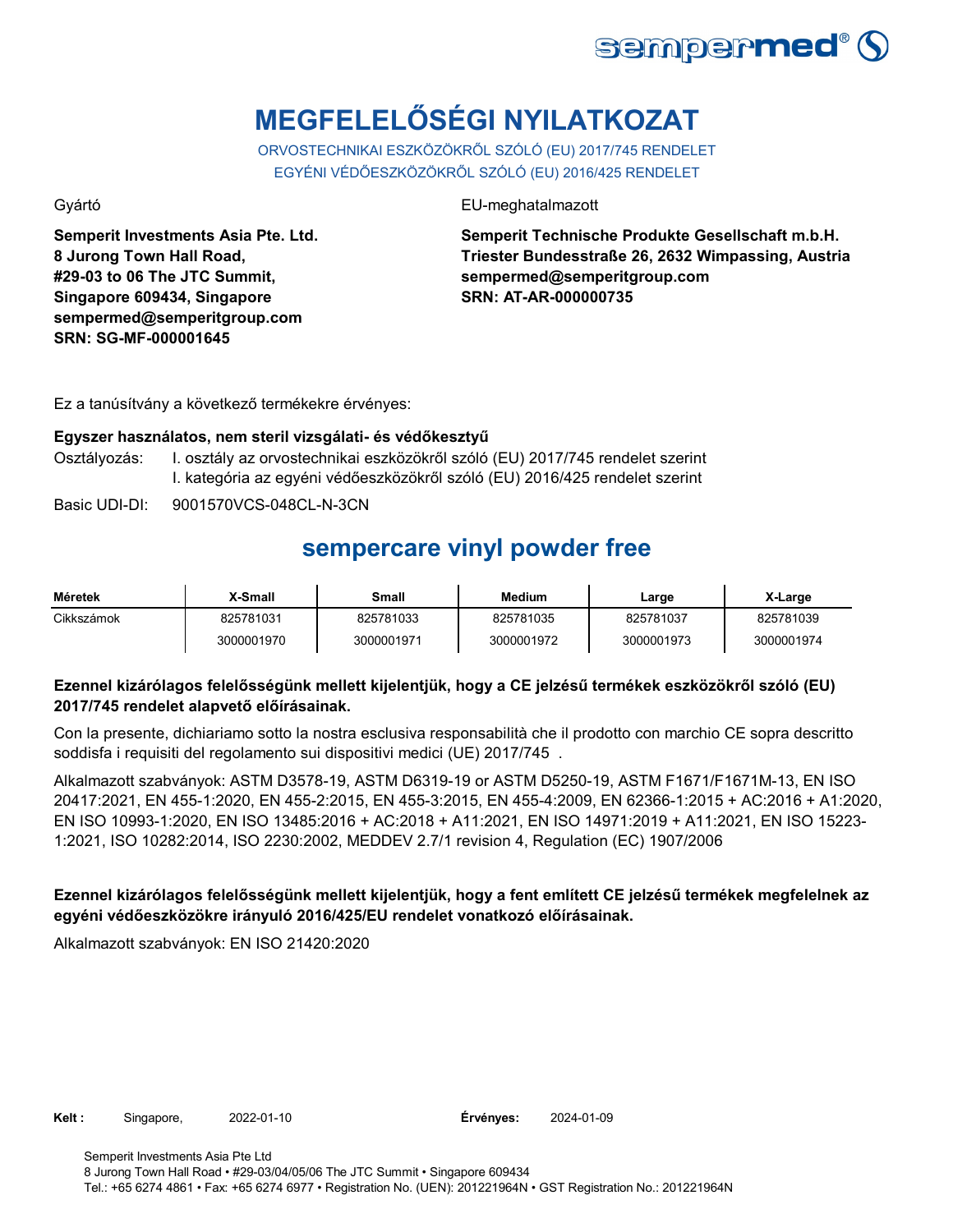# MEGFELELŐSÉGI NYILATKOZAT

ORVOSTECHNIKAI ESZKÖZÖKRŐL SZÓLÓ (EU) 2017/745 RENDELET
EGYÉNI VÉDŐESZKÖZÖKRŐL SZÓLÓ (EU) 2016/425 RENDELET

Gyártó

**Semperit Investments Asia Pte. Ltd.**
**8 Jurong Town Hall Road,**
**#29-03 to 06 The JTC Summit,**
**Singapore 609434, Singapore**
**sempermed@semperitgroup.com**
**SRN: SG-MF-000001645**

EU-meghatalmazott

**Semperit Technische Produkte Gesellschaft m.b.H.**
**Triester Bundesstraße 26, 2632 Wimpassing, Austria**
**sempermed@semperitgroup.com**
**SRN: AT-AR-000000735**

Ez a tanúsítvány a következő termékekre érvényes:

**Egyszer használatos, nem steril vizsgálati- és védőkesztyű**

Osztályozás: I. osztály az orvostechnikai eszközökről szóló (EU) 2017/745 rendelet szerint
I. kategória az egyéni védőeszközökről szóló (EU) 2016/425 rendelet szerint

Basic UDI-DI: 9001570VCS-048CL-N-3CN

## sempercare vinyl powder free

| Méretek | X-Small | Small | Medium | Large | X-Large |
|---|---|---|---|---|---|
| Cikkszámok | 825781031 | 825781033 | 825781035 | 825781037 | 825781039 |
| | 3000001970 | 3000001971 | 3000001972 | 3000001973 | 3000001974 |

**Ezennel kizárólagos felelősségünk mellett kijelentjük, hogy a CE jelzésű termékek eszközökről szóló (EU) 2017/745 rendelet alapvető előírásainak.**

Con la presente, dichiariamo sotto la nostra esclusiva responsabilità che il prodotto con marchio CE sopra descritto soddisfa i requisiti del regolamento sui dispositivi medici (UE) 2017/745 .

Alkalmazott szabványok: ASTM D3578-19, ASTM D6319-19 or ASTM D5250-19, ASTM F1671/F1671M-13, EN ISO 20417:2021, EN 455-1:2020, EN 455-2:2015, EN 455-3:2015, EN 455-4:2009, EN 62366-1:2015 + AC:2016 + A1:2020, EN ISO 10993-1:2020, EN ISO 13485:2016 + AC:2018 + A11:2021, EN ISO 14971:2019 + A11:2021, EN ISO 15223-1:2021, ISO 10282:2014, ISO 2230:2002, MEDDEV 2.7/1 revision 4, Regulation (EC) 1907/2006

**Ezennel kizárólagos felelősségünk mellett kijelentjük, hogy a fent említett CE jelzésű termékek megfelelnek az egyéni védőeszközökre irányuló 2016/425/EU rendelet vonatkozó előírásainak.**

Alkalmazott szabványok: EN ISO 21420:2020

**Kelt :** Singapore, 2022-01-10 **Érvényes:** 2024-01-09

Semperit Investments Asia Pte Ltd
8 Jurong Town Hall Road • #29-03/04/05/06 The JTC Summit • Singapore 609434
Tel.: +65 6274 4861 • Fax: +65 6274 6977 • Registration No. (UEN): 201221964N • GST Registration No.: 201221964N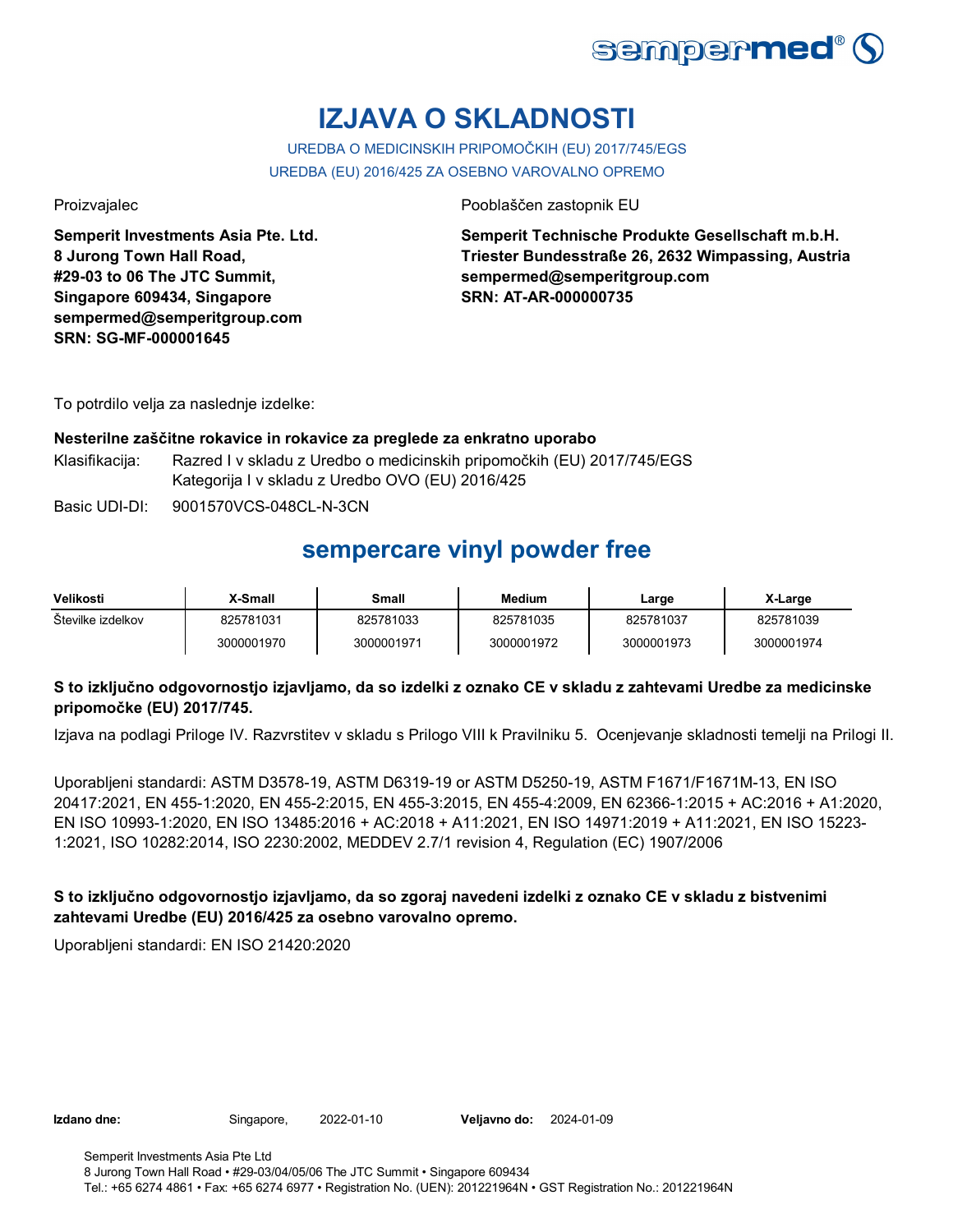# IZJAVA O SKLADNOSTI

UREDBA O MEDICINSKIH PRIPOMOČKIH (EU) 2017/745/EGS
UREDBA (EU) 2016/425 ZA OSEBNO VAROVALNO OPREMO

Proizvajalec

**Semperit Investments Asia Pte. Ltd.**
**8 Jurong Town Hall Road,**
**#29-03 to 06 The JTC Summit,**
**Singapore 609434, Singapore**
**sempermed@semperitgroup.com**
**SRN: SG-MF-000001645**

Pooblaščen zastopnik EU

**Semperit Technische Produkte Gesellschaft m.b.H.**
**Triester Bundesstraße 26, 2632 Wimpassing, Austria**
**sempermed@semperitgroup.com**
**SRN: AT-AR-000000735**

To potrdilo velja za naslednje izdelke:

**Nesterilne zaščitne rokavice in rokavice za preglede za enkratno uporabo**

Klasifikacija: Razred I v skladu z Uredbo o medicinskih pripomočkih (EU) 2017/745/EGS
Kategorija I v skladu z Uredbo OVO (EU) 2016/425

Basic UDI-DI: 9001570VCS-048CL-N-3CN

## sempercare vinyl powder free

| Velikosti | X-Small | Small | Medium | Large | X-Large |
|---|---|---|---|---|---|
| Številke izdelkov | 825781031 | 825781033 | 825781035 | 825781037 | 825781039 |
| | 3000001970 | 3000001971 | 3000001972 | 3000001973 | 3000001974 |

**S to izključno odgovornostjo izjavljamo, da so izdelki z oznako CE v skladu z zahtevami Uredbe za medicinske pripomočke (EU) 2017/745.**

Izjava na podlagi Priloge IV. Razvrstitev v skladu s Prilogo VIII k Pravilniku 5. Ocenjevanje skladnosti temelji na Prilogi II.

Uporabljeni standardi: ASTM D3578-19, ASTM D6319-19 or ASTM D5250-19, ASTM F1671/F1671M-13, EN ISO 20417:2021, EN 455-1:2020, EN 455-2:2015, EN 455-3:2015, EN 455-4:2009, EN 62366-1:2015 + AC:2016 + A1:2020, EN ISO 10993-1:2020, EN ISO 13485:2016 + AC:2018 + A11:2021, EN ISO 14971:2019 + A11:2021, EN ISO 15223-1:2021, ISO 10282:2014, ISO 2230:2002, MEDDEV 2.7/1 revision 4, Regulation (EC) 1907/2006

**S to izključno odgovornostjo izjavljamo, da so zgoraj navedeni izdelki z oznako CE v skladu z bistvenimi zahtevami Uredbe (EU) 2016/425 za osebno varovalno opremo.**

Uporabljeni standardi: EN ISO 21420:2020

**Izdano dne:** Singapore, 2022-01-10 **Veljavno do:** 2024-01-09

Semperit Investments Asia Pte Ltd
8 Jurong Town Hall Road • #29-03/04/05/06 The JTC Summit • Singapore 609434
Tel.: +65 6274 4861 • Fax: +65 6274 6977 • Registration No. (UEN): 201221964N • GST Registration No.: 201221964N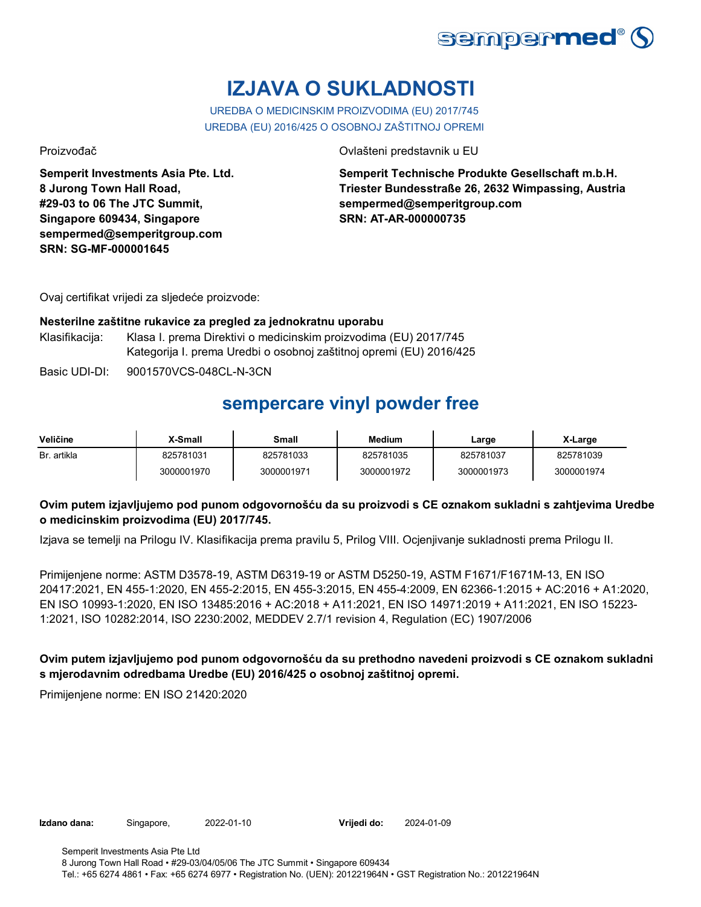# IZJAVA O SUKLADNOSTI

UREDBA O MEDICINSKIM PROIZVODIMA (EU) 2017/745
UREDBA (EU) 2016/425 O OSOBNOJ ZAŠTITNOJ OPREMI

Proizvođač

**Semperit Investments Asia Pte. Ltd.**
**8 Jurong Town Hall Road,**
**#29-03 to 06 The JTC Summit,**
**Singapore 609434, Singapore**
**sempermed@semperitgroup.com**
**SRN: SG-MF-000001645**

Ovlašteni predstavnik u EU

**Semperit Technische Produkte Gesellschaft m.b.H.**
**Triester Bundesstraße 26, 2632 Wimpassing, Austria**
**sempermed@semperitgroup.com**
**SRN: AT-AR-000000735**

Ovaj certifikat vrijedi za sljedeće proizvode:

**Nesterilne zaštitne rukavice za pregled za jednokratnu uporabu**

Klasifikacija: Klasa I. prema Direktivi o medicinskim proizvodima (EU) 2017/745
Kategorija I. prema Uredbi o osobnoj zaštitnoj opremi (EU) 2016/425

Basic UDI-DI: 9001570VCS-048CL-N-3CN

## sempercare vinyl powder free

| Veličine | X-Small | Small | Medium | Large | X-Large |
|---|---|---|---|---|---|
| Br. artikla | 825781031 | 825781033 | 825781035 | 825781037 | 825781039 |
| | 3000001970 | 3000001971 | 3000001972 | 3000001973 | 3000001974 |

**Ovim putem izjavljujemo pod punom odgovornošću da su proizvodi s CE oznakom sukladni s zahtjevima Uredbe o medicinskim proizvodima (EU) 2017/745.**

Izjava se temelji na Prilogu IV. Klasifikacija prema pravilu 5, Prilog VIII. Ocjenjivanje sukladnosti prema Prilogu II.

Primijenjene norme: ASTM D3578-19, ASTM D6319-19 or ASTM D5250-19, ASTM F1671/F1671M-13, EN ISO 20417:2021, EN 455-1:2020, EN 455-2:2015, EN 455-3:2015, EN 455-4:2009, EN 62366-1:2015 + AC:2016 + A1:2020, EN ISO 10993-1:2020, EN ISO 13485:2016 + AC:2018 + A11:2021, EN ISO 14971:2019 + A11:2021, EN ISO 15223-1:2021, ISO 10282:2014, ISO 2230:2002, MEDDEV 2.7/1 revision 4, Regulation (EC) 1907/2006

**Ovim putem izjavljujemo pod punom odgovornošću da su prethodno navedeni proizvodi s CE oznakom sukladni s mjerodavnim odredbama Uredbe (EU) 2016/425 o osobnoj zaštitnoj opremi.**

Primijenjene norme: EN ISO 21420:2020

**Izdano dana:** Singapore, 2022-01-10 **Vrijedi do:** 2024-01-09

Semperit Investments Asia Pte Ltd
8 Jurong Town Hall Road • #29-03/04/05/06 The JTC Summit • Singapore 609434
Tel.: +65 6274 4861 • Fax: +65 6274 6977 • Registration No. (UEN): 201221964N • GST Registration No.: 201221964N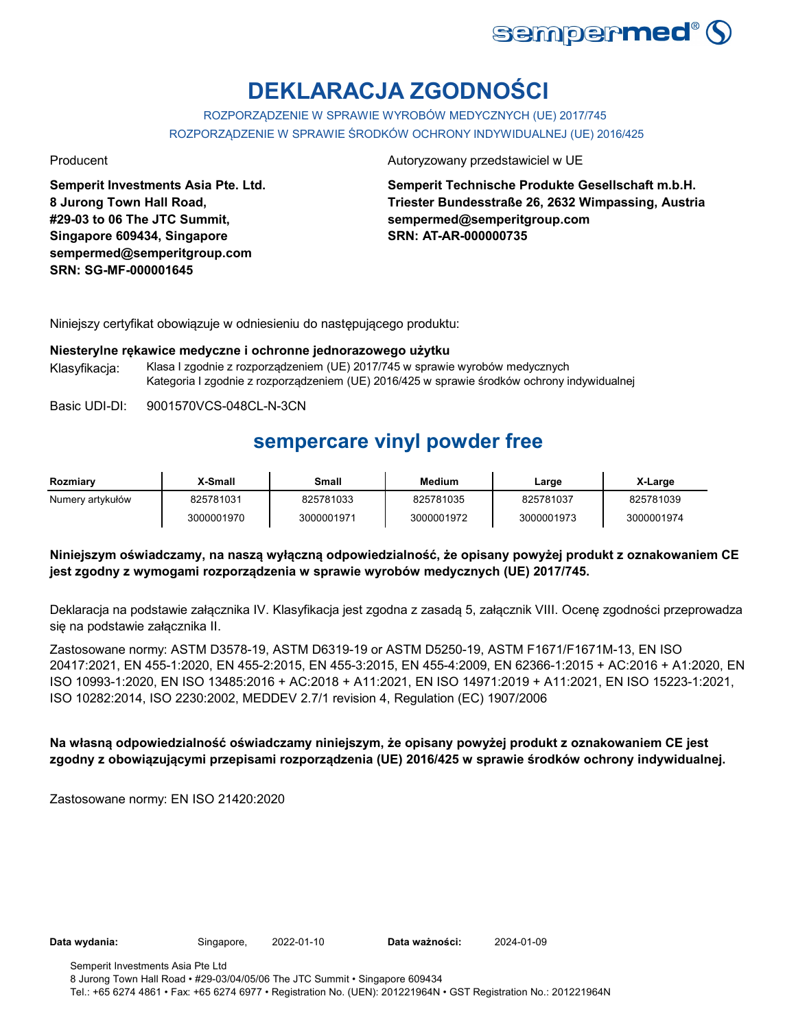# DEKLARACJA ZGODNOŚCI

ROZPORZĄDZENIE W SPRAWIE WYROBÓW MEDYCZNYCH (UE) 2017/745
ROZPORZĄDZENIE W SPRAWIE ŚRODKÓW OCHRONY INDYWIDUALNEJ (UE) 2016/425

Producent

**Semperit Investments Asia Pte. Ltd.**
**8 Jurong Town Hall Road,**
**#29-03 to 06 The JTC Summit,**
**Singapore 609434, Singapore**
**sempermed@semperitgroup.com**
**SRN: SG-MF-000001645**

Autoryzowany przedstawiciel w UE

**Semperit Technische Produkte Gesellschaft m.b.H.**
**Triester Bundesstraße 26, 2632 Wimpassing, Austria**
**sempermed@semperitgroup.com**
**SRN: AT-AR-000000735**

Niniejszy certyfikat obowiązuje w odniesieniu do następującego produktu:

**Niesterylne rękawice medyczne i ochronne jednorazowego użytku**

Klasyfikacja: Klasa I zgodnie z rozporządzeniem (UE) 2017/745 w sprawie wyrobów medycznych
Kategoria I zgodnie z rozporządzeniem (UE) 2016/425 w sprawie środków ochrony indywidualnej

Basic UDI-DI: 9001570VCS-048CL-N-3CN

## sempercare vinyl powder free

| Rozmiary | X-Small | Small | Medium | Large | X-Large |
|---|---|---|---|---|---|
| Numery artykułów | 825781031 | 825781033 | 825781035 | 825781037 | 825781039 |
| | 3000001970 | 3000001971 | 3000001972 | 3000001973 | 3000001974 |

**Niniejszym oświadczamy, na naszą wyłączną odpowiedzialność, że opisany powyżej produkt z oznakowaniem CE jest zgodny z wymogami rozporządzenia w sprawie wyrobów medycznych (UE) 2017/745.**

Deklaracja na podstawie załącznika IV. Klasyfikacja jest zgodna z zasadą 5, załącznik VIII. Ocenę zgodności przeprowadza się na podstawie załącznika II.

Zastosowane normy: ASTM D3578-19, ASTM D6319-19 or ASTM D5250-19, ASTM F1671/F1671M-13, EN ISO 20417:2021, EN 455-1:2020, EN 455-2:2015, EN 455-3:2015, EN 455-4:2009, EN 62366-1:2015 + AC:2016 + A1:2020, EN ISO 10993-1:2020, EN ISO 13485:2016 + AC:2018 + A11:2021, EN ISO 14971:2019 + A11:2021, EN ISO 15223-1:2021, ISO 10282:2014, ISO 2230:2002, MEDDEV 2.7/1 revision 4, Regulation (EC) 1907/2006

**Na własną odpowiedzialność oświadczamy niniejszym, że opisany powyżej produkt z oznakowaniem CE jest zgodny z obowiązującymi przepisami rozporządzenia (UE) 2016/425 w sprawie środków ochrony indywidualnej.**

Zastosowane normy: EN ISO 21420:2020

**Data wydania:** Singapore, 2022-01-10 **Data ważności:** 2024-01-09

Semperit Investments Asia Pte Ltd
8 Jurong Town Hall Road • #29-03/04/05/06 The JTC Summit • Singapore 609434
Tel.: +65 6274 4861 • Fax: +65 6274 6977 • Registration No. (UEN): 201221964N • GST Registration No.: 201221964N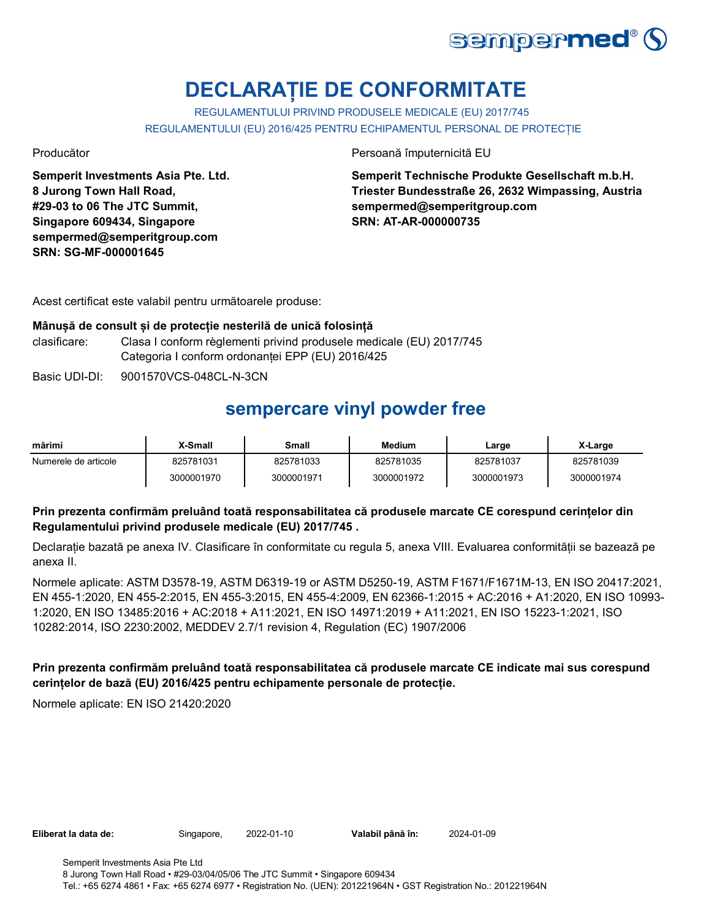# DECLARAȚIE DE CONFORMITATE

REGULAMENTULUI PRIVIND PRODUSELE MEDICALE (EU) 2017/745

REGULAMENTULUI (EU) 2016/425 PENTRU ECHIPAMENTUL PERSONAL DE PROTECȚIE

Producător

**Semperit Investments Asia Pte. Ltd.**
**8 Jurong Town Hall Road,**
**#29-03 to 06 The JTC Summit,**
**Singapore 609434, Singapore**
**sempermed@semperitgroup.com**
**SRN: SG-MF-000001645**

Persoană împuternicită EU

**Semperit Technische Produkte Gesellschaft m.b.H.**
**Triester Bundesstraße 26, 2632 Wimpassing, Austria**
**sempermed@semperitgroup.com**
**SRN: AT-AR-000000735**

Acest certificat este valabil pentru următoarele produse:

**Mânușă de consult și de protecție nesterilă de unică folosință**

clasificare: Clasa I conform règlementi privind produsele medicale (EU) 2017/745
Categoria I conform ordonanței EPP (EU) 2016/425

Basic UDI-DI: 9001570VCS-048CL-N-3CN

## sempercare vinyl powder free

| mărimi | X-Small | Small | Medium | Large | X-Large |
|---|---|---|---|---|---|
| Numerele de articole | 825781031 | 825781033 | 825781035 | 825781037 | 825781039 |
| | 3000001970 | 3000001971 | 3000001972 | 3000001973 | 3000001974 |

**Prin prezenta confirmăm preluând toată responsabilitatea că produsele marcate CE corespund cerințelor din Regulamentului privind produsele medicale (EU) 2017/745 .**

Declarație bazată pe anexa IV. Clasificare în conformitate cu regula 5, anexa VIII. Evaluarea conformității se bazează pe anexa II.

Normele aplicate: ASTM D3578-19, ASTM D6319-19 or ASTM D5250-19, ASTM F1671/F1671M-13, EN ISO 20417:2021, EN 455-1:2020, EN 455-2:2015, EN 455-3:2015, EN 455-4:2009, EN 62366-1:2015 + AC:2016 + A1:2020, EN ISO 10993-1:2020, EN ISO 13485:2016 + AC:2018 + A11:2021, EN ISO 14971:2019 + A11:2021, EN ISO 15223-1:2021, ISO 10282:2014, ISO 2230:2002, MEDDEV 2.7/1 revision 4, Regulation (EC) 1907/2006

**Prin prezenta confirmăm preluând toată responsabilitatea că produsele marcate CE indicate mai sus corespund cerințelor de bază (EU) 2016/425 pentru echipamente personale de protecție.**

Normele aplicate: EN ISO 21420:2020

**Eliberat la data de:** Singapore, 2022-01-10 **Valabil până în:** 2024-01-09

Semperit Investments Asia Pte Ltd
8 Jurong Town Hall Road • #29-03/04/05/06 The JTC Summit • Singapore 609434
Tel.: +65 6274 4861 • Fax: +65 6274 6977 • Registration No. (UEN): 201221964N • GST Registration No.: 201221964N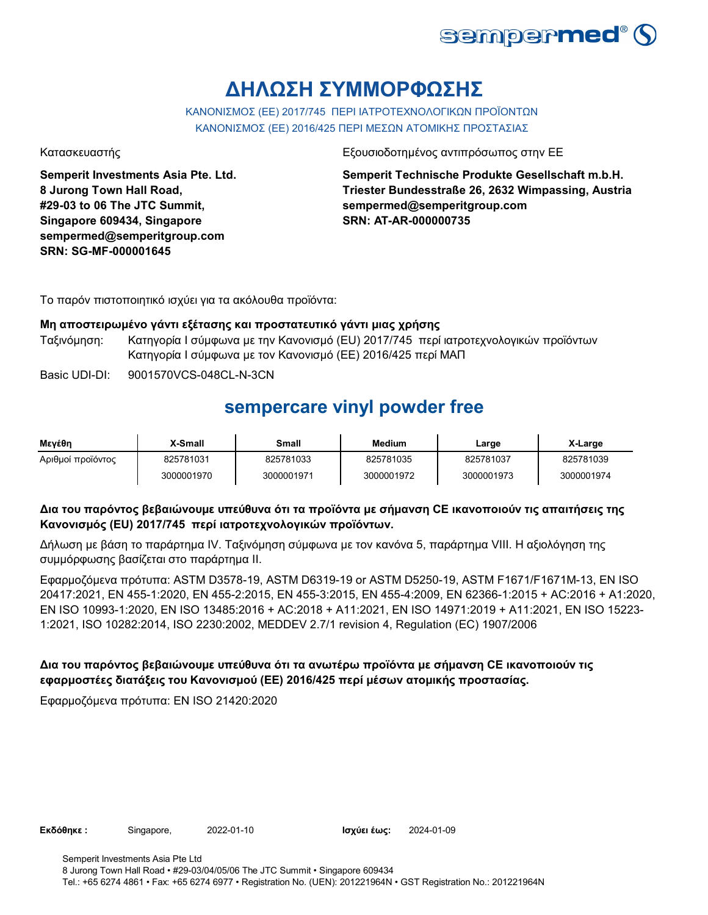# ΔΗΛΩΣΗ ΣΥΜΜΟΡΦΩΣΗΣ

ΚΑΝΟΝΙΣΜΟΣ (ΕΕ) 2017/745 ΠΕΡΙ ΙΑΤΡΟΤΕΧΝΟΛΟΓΙΚΩΝ ΠΡΟΪΟΝΤΩΝ
ΚΑΝΟΝΙΣΜΟΣ (ΕΕ) 2016/425 ΠΕΡΙ ΜΕΣΩΝ ΑΤΟΜΙΚΗΣ ΠΡΟΣΤΑΣΙΑΣ

Κατασκευαστής

**Semperit Investments Asia Pte. Ltd.**
**8 Jurong Town Hall Road,**
**#29-03 to 06 The JTC Summit,**
**Singapore 609434, Singapore**
**sempermed@semperitgroup.com**
**SRN: SG-MF-000001645**

Εξουσιοδοτημένος αντιπρόσωπος στην ΕΕ

**Semperit Technische Produkte Gesellschaft m.b.H.**
**Triester Bundesstraße 26, 2632 Wimpassing, Austria**
**sempermed@semperitgroup.com**
**SRN: AT-AR-000000735**

Το παρόν πιστοποιητικό ισχύει για τα ακόλουθα προϊόντα:

**Μη αποστειρωμένο γάντι εξέτασης και προστατευτικό γάντι μιας χρήσης**

Ταξινόμηση: Κατηγορία I σύμφωνα με την Κανονισμό (EU) 2017/745 περί ιατροτεχνολογικών προϊόντων
Κατηγορία I σύμφωνα με τον Κανονισμό (ΕΕ) 2016/425 περί ΜΑΠ

Basic UDI-DI: 9001570VCS-048CL-N-3CN

## sempercare vinyl powder free

| Μεγέθη | X-Small | Small | Medium | Large | X-Large |
|---|---|---|---|---|---|
| Αριθμοί προϊόντος | 825781031 | 825781033 | 825781035 | 825781037 | 825781039 |
| | 3000001970 | 3000001971 | 3000001972 | 3000001973 | 3000001974 |

**Δια του παρόντος βεβαιώνουμε υπεύθυνα ότι τα προϊόντα με σήμανση CE ικανοποιούν τις απαιτήσεις της Κανονισμός (EU) 2017/745 περί ιατροτεχνολογικών προϊόντων.**

Δήλωση με βάση το παράρτημα IV. Ταξινόμηση σύμφωνα με τον κανόνα 5, παράρτημα VIII. Η αξιολόγηση της συμμόρφωσης βασίζεται στο παράρτημα II.

Εφαρμοζόμενα πρότυπα: ASTM D3578-19, ASTM D6319-19 or ASTM D5250-19, ASTM F1671/F1671M-13, EN ISO 20417:2021, EN 455-1:2020, EN 455-2:2015, EN 455-3:2015, EN 455-4:2009, EN 62366-1:2015 + AC:2016 + A1:2020, EN ISO 10993-1:2020, EN ISO 13485:2016 + AC:2018 + A11:2021, EN ISO 14971:2019 + A11:2021, EN ISO 15223-1:2021, ISO 10282:2014, ISO 2230:2002, MEDDEV 2.7/1 revision 4, Regulation (EC) 1907/2006

**Δια του παρόντος βεβαιώνουμε υπεύθυνα ότι τα ανωτέρω προϊόντα με σήμανση CE ικανοποιούν τις εφαρμοστέες διατάξεις του Κανονισμού (ΕΕ) 2016/425 περί μέσων ατομικής προστασίας.**

Εφαρμοζόμενα πρότυπα: EN ISO 21420:2020

**Εκδόθηκε :** Singapore, 2022-01-10 **Ισχύει έως:** 2024-01-09

Semperit Investments Asia Pte Ltd
8 Jurong Town Hall Road • #29-03/04/05/06 The JTC Summit • Singapore 609434
Tel.: +65 6274 4861 • Fax: +65 6274 6977 • Registration No. (UEN): 201221964N • GST Registration No.: 201221964N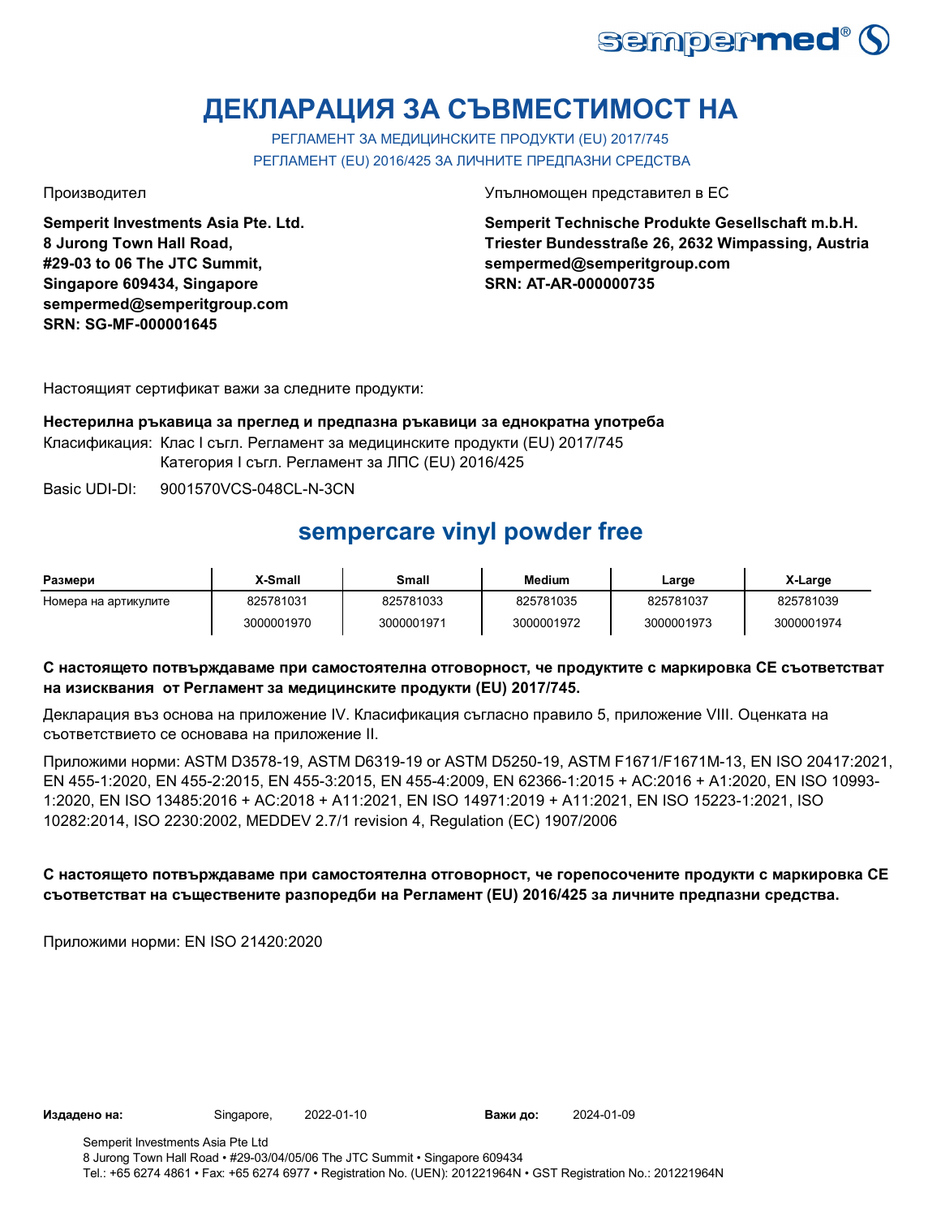# ДЕКЛАРАЦИЯ ЗА СЪВМЕСТИМОСТ НА

РЕГЛАМЕНТ ЗА МЕДИЦИНСКИТЕ ПРОДУКТИ (EU) 2017/745
РЕГЛАМЕНТ (EU) 2016/425 ЗА ЛИЧНИТЕ ПРЕДПАЗНИ СРЕДСТВА

Производител

**Semperit Investments Asia Pte. Ltd.**
**8 Jurong Town Hall Road,**
**#29-03 to 06 The JTC Summit,**
**Singapore 609434, Singapore**
**sempermed@semperitgroup.com**
**SRN: SG-MF-000001645**

Упълномощен представител в ЕС

**Semperit Technische Produkte Gesellschaft m.b.H.**
**Triester Bundesstraße 26, 2632 Wimpassing, Austria**
**sempermed@semperitgroup.com**
**SRN: AT-AR-000000735**

Настоящият сертификат важи за следните продукти:

**Нестерилна ръкавица за преглед и предпазна ръкавици за еднократна употреба**

Класификация: Клас I съгл. Регламент за медицинските продукти (EU) 2017/745
Категория I съгл. Регламент за ЛПС (EU) 2016/425

Basic UDI-DI: 9001570VCS-048CL-N-3CN

## sempercare vinyl powder free

| Размери | X-Small | Small | Medium | Large | X-Large |
|---|---|---|---|---|---|
| Номера на артикулите | 825781031 | 825781033 | 825781035 | 825781037 | 825781039 |
| | 3000001970 | 3000001971 | 3000001972 | 3000001973 | 3000001974 |

**С настоящето потвърждаваме при самостоятелна отговорност, че продуктите с маркировка CE съответстват на изисквания от Регламент за медицинските продукти (EU) 2017/745.**

Декларация въз основа на приложение IV. Класификация съгласно правило 5, приложение VIII. Оценката на съответствието се основава на приложение II.

Приложими норми: ASTM D3578-19, ASTM D6319-19 or ASTM D5250-19, ASTM F1671/F1671M-13, EN ISO 20417:2021, EN 455-1:2020, EN 455-2:2015, EN 455-3:2015, EN 455-4:2009, EN 62366-1:2015 + AC:2016 + A1:2020, EN ISO 10993-1:2020, EN ISO 13485:2016 + AC:2018 + A11:2021, EN ISO 14971:2019 + A11:2021, EN ISO 15223-1:2021, ISO 10282:2014, ISO 2230:2002, MEDDEV 2.7/1 revision 4, Regulation (EC) 1907/2006

**С настоящето потвърждаваме при самостоятелна отговорност, че горепосочените продукти с маркировка CE съответстват на съществените разпоредби на Регламент (EU) 2016/425 за личните предпазни средства.**

Приложими норми: EN ISO 21420:2020

**Издадено на:** Singapore, 2022-01-10 **Важи до:** 2024-01-09

Semperit Investments Asia Pte Ltd
8 Jurong Town Hall Road • #29-03/04/05/06 The JTC Summit • Singapore 609434
Tel.: +65 6274 4861 • Fax: +65 6274 6977 • Registration No. (UEN): 201221964N • GST Registration No.: 201221964N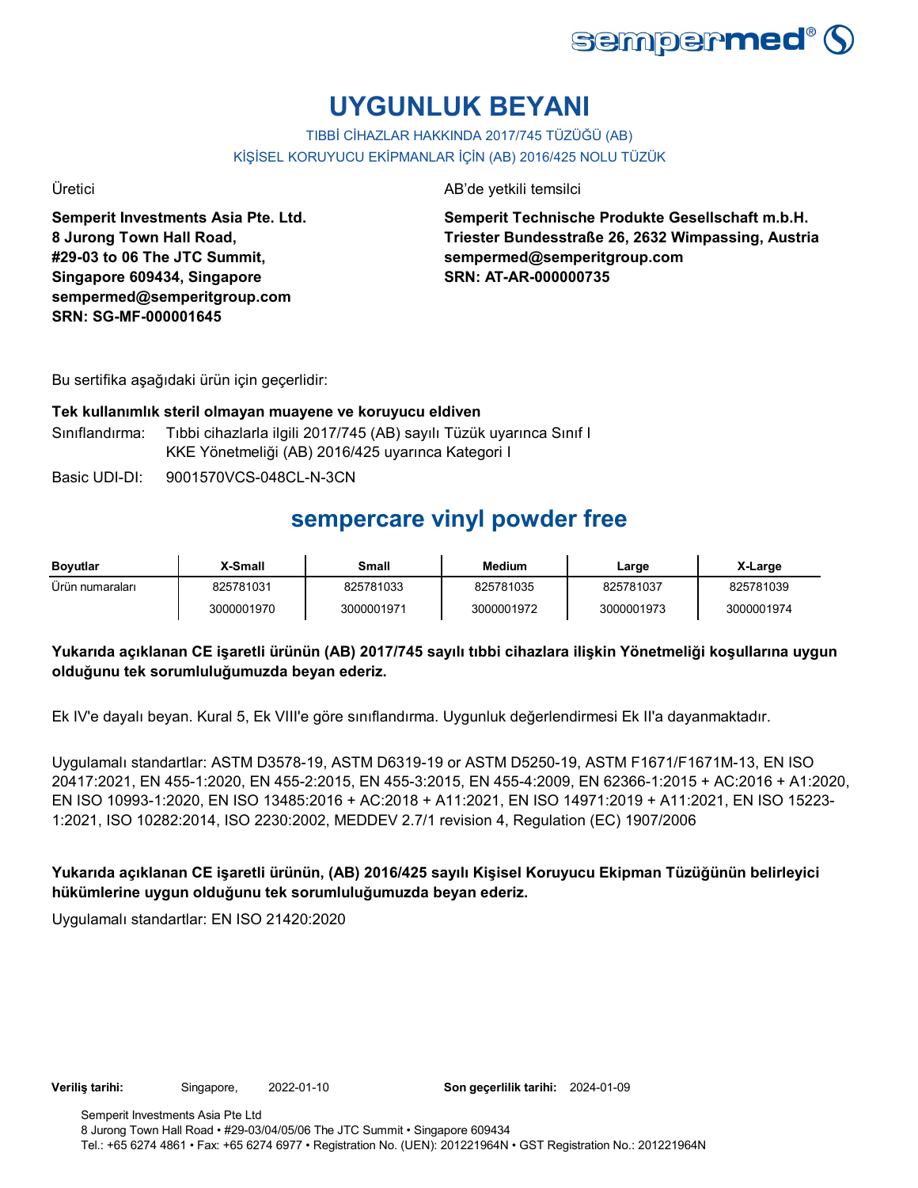# UYGUNLUK BEYANI

TIBBİ CİHAZLAR HAKKINDA 2017/745 TÜZÜĞÜ (AB)
KİŞİSEL KORUYUCU EKİPMANLAR İÇİN (AB) 2016/425 NOLU TÜZÜK

Üretici

**Semperit Investments Asia Pte. Ltd.
8 Jurong Town Hall Road,
#29-03 to 06 The JTC Summit,
Singapore 609434, Singapore
sempermed@semperitgroup.com
SRN: SG-MF-000001645**

AB'de yetkili temsilci

**Semperit Technische Produkte Gesellschaft m.b.H.
Triester Bundesstraße 26, 2632 Wimpassing, Austria
sempermed@semperitgroup.com
SRN: AT-AR-000000735**

Bu sertifika aşağıdaki ürün için geçerlidir:

**Tek kullanımlık steril olmayan muayene ve koruyucu eldiven**

Sınıflandırma: Tıbbi cihazlarla ilgili 2017/745 (AB) sayılı Tüzük uyarınca Sınıf I
KKE Yönetmeliği (AB) 2016/425 uyarınca Kategori I

Basic UDI-DI: 9001570VCS-048CL-N-3CN

## sempercare vinyl powder free

| Boyutlar | X-Small | Small | Medium | Large | X-Large |
|---|---|---|---|---|---|
| Ürün numaraları | 825781031 | 825781033 | 825781035 | 825781037 | 825781039 |
| | 3000001970 | 3000001971 | 3000001972 | 3000001973 | 3000001974 |

**Yukarıda açıklanan CE işaretli ürünün (AB) 2017/745 sayılı tıbbi cihazlara ilişkin Yönetmeliği koşullarına uygun olduğunu tek sorumluluğumuzda beyan ederiz.**

Ek IV'e dayalı beyan. Kural 5, Ek VIII'e göre sınıflandırma. Uygunluk değerlendirmesi Ek II'a dayanmaktadır.

Uygulamalı standartlar: ASTM D3578-19, ASTM D6319-19 or ASTM D5250-19, ASTM F1671/F1671M-13, EN ISO 20417:2021, EN 455-1:2020, EN 455-2:2015, EN 455-3:2015, EN 455-4:2009, EN 62366-1:2015 + AC:2016 + A1:2020, EN ISO 10993-1:2020, EN ISO 13485:2016 + AC:2018 + A11:2021, EN ISO 14971:2019 + A11:2021, EN ISO 15223-1:2021, ISO 10282:2014, ISO 2230:2002, MEDDEV 2.7/1 revision 4, Regulation (EC) 1907/2006

**Yukarıda açıklanan CE işaretli ürünün, (AB) 2016/425 sayılı Kişisel Koruyucu Ekipman Tüzüğünün belirleyici hükümlerine uygun olduğunu tek sorumluluğumuzda beyan ederiz.**

Uygulamalı standartlar: EN ISO 21420:2020

**Veriliş tarihi:** Singapore, 2022-01-10 **Son geçerlilik tarihi:** 2024-01-09

Semperit Investments Asia Pte Ltd
8 Jurong Town Hall Road • #29-03/04/05/06 The JTC Summit • Singapore 609434
Tel.: +65 6274 4861 • Fax: +65 6274 6977 • Registration No. (UEN): 201221964N • GST Registration No.: 201221964N